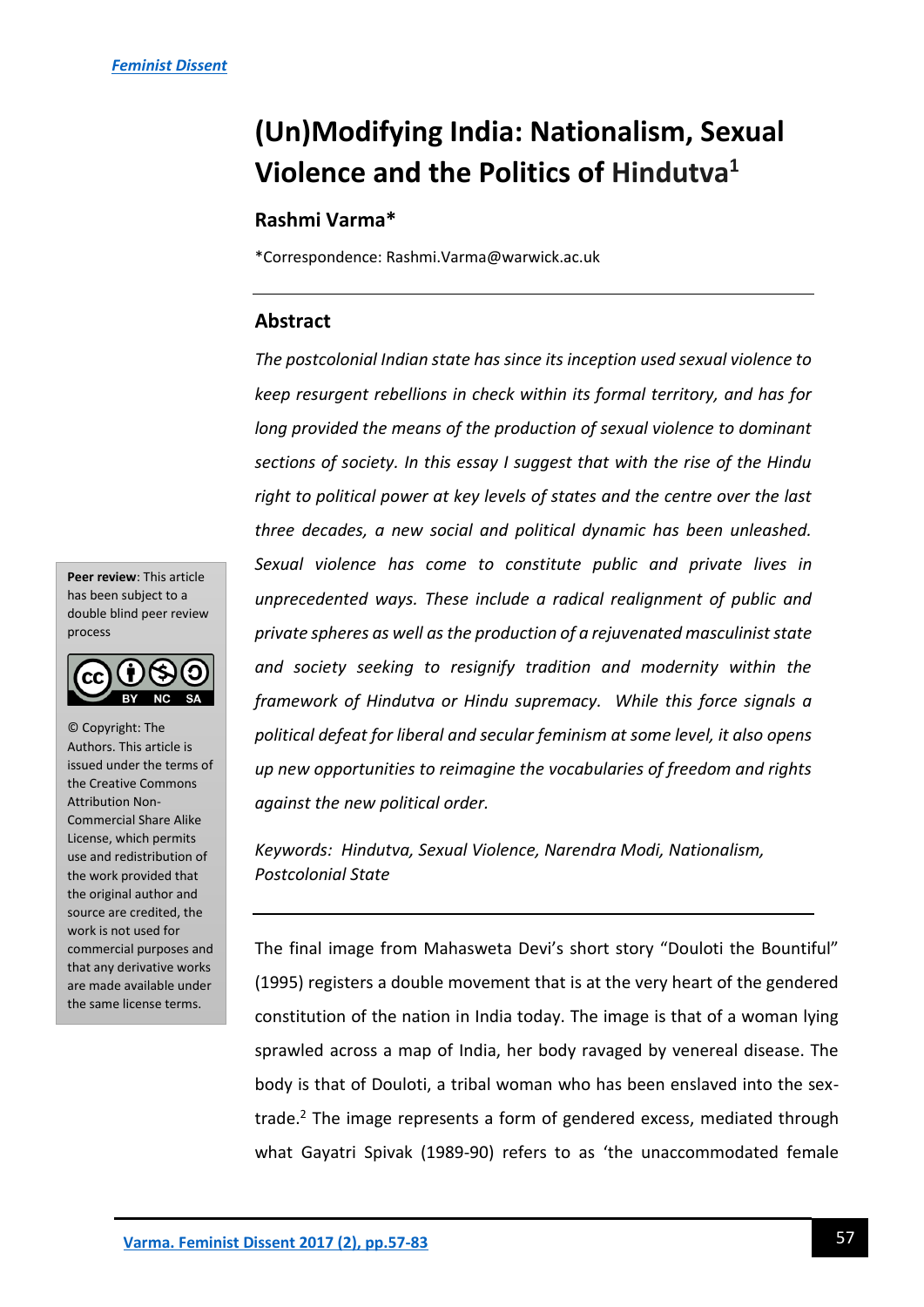# (Un)Modifying India: Nationalism, Sexual Violence and the Politics of Hindutva[1]

**Rashmi Varma***

*Correspondence: Rashmi.Varma@warwick.ac.uk

## Abstract

*The postcolonial Indian state has since its inception used sexual violence to keep resurgent rebellions in check within its formal territory, and has for long provided the means of the production of sexual violence to dominant sections of society. In this essay I suggest that with the rise of the Hindu right to political power at key levels of states and the centre over the last three decades, a new social and political dynamic has been unleashed. Sexual violence has come to constitute public and private lives in unprecedented ways. These include a radical realignment of public and private spheres as well as the production of a rejuvenated masculinist state and society seeking to resignify tradition and modernity within the framework of Hindutva or Hindu supremacy. While this force signals a political defeat for liberal and secular feminism at some level, it also opens up new opportunities to reimagine the vocabularies of freedom and rights against the new political order.*

*Keywords: Hindutva, Sexual Violence, Narendra Modi, Nationalism, Postcolonial State*

**Peer review**: This article has been subject to a double blind peer review process

© Copyright: The Authors. This article is issued under the terms of the Creative Commons Attribution Non-Commercial Share Alike License, which permits use and redistribution of the work provided that the original author and source are credited, the work is not used for commercial purposes and that any derivative works are made available under the same license terms.

---

The final image from Mahasweta Devi's short story "Douloti the Bountiful" (1995) registers a double movement that is at the very heart of the gendered constitution of the nation in India today. The image is that of a woman lying sprawled across a map of India, her body ravaged by venereal disease. The body is that of Douloti, a tribal woman who has been enslaved into the sex-trade.[2] The image represents a form of gendered excess, mediated through what Gayatri Spivak (1989-90) refers to as 'the unaccommodated female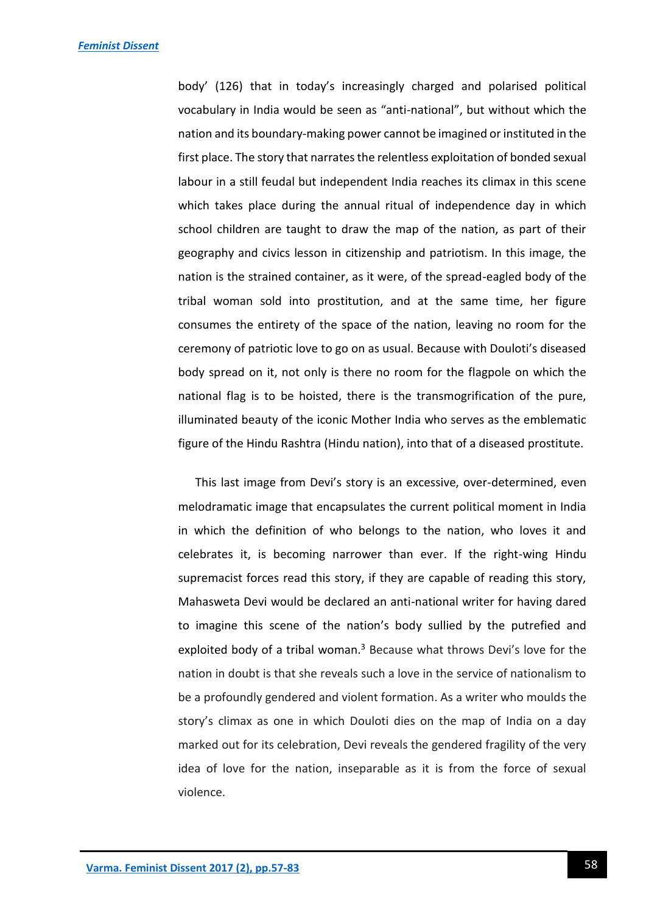body' (126) that in today's increasingly charged and polarised political vocabulary in India would be seen as "anti-national", but without which the nation and its boundary-making power cannot be imagined or instituted in the first place. The story that narrates the relentless exploitation of bonded sexual labour in a still feudal but independent India reaches its climax in this scene which takes place during the annual ritual of independence day in which school children are taught to draw the map of the nation, as part of their geography and civics lesson in citizenship and patriotism. In this image, the nation is the strained container, as it were, of the spread-eagled body of the tribal woman sold into prostitution, and at the same time, her figure consumes the entirety of the space of the nation, leaving no room for the ceremony of patriotic love to go on as usual. Because with Douloti's diseased body spread on it, not only is there no room for the flagpole on which the national flag is to be hoisted, there is the transmogrification of the pure, illuminated beauty of the iconic Mother India who serves as the emblematic figure of the Hindu Rashtra (Hindu nation), into that of a diseased prostitute.

This last image from Devi's story is an excessive, over-determined, even melodramatic image that encapsulates the current political moment in India in which the definition of who belongs to the nation, who loves it and celebrates it, is becoming narrower than ever. If the right-wing Hindu supremacist forces read this story, if they are capable of reading this story, Mahasweta Devi would be declared an anti-national writer for having dared to imagine this scene of the nation's body sullied by the putrefied and exploited body of a tribal woman.[3] Because what throws Devi's love for the nation in doubt is that she reveals such a love in the service of nationalism to be a profoundly gendered and violent formation. As a writer who moulds the story's climax as one in which Douloti dies on the map of India on a day marked out for its celebration, Devi reveals the gendered fragility of the very idea of love for the nation, inseparable as it is from the force of sexual violence.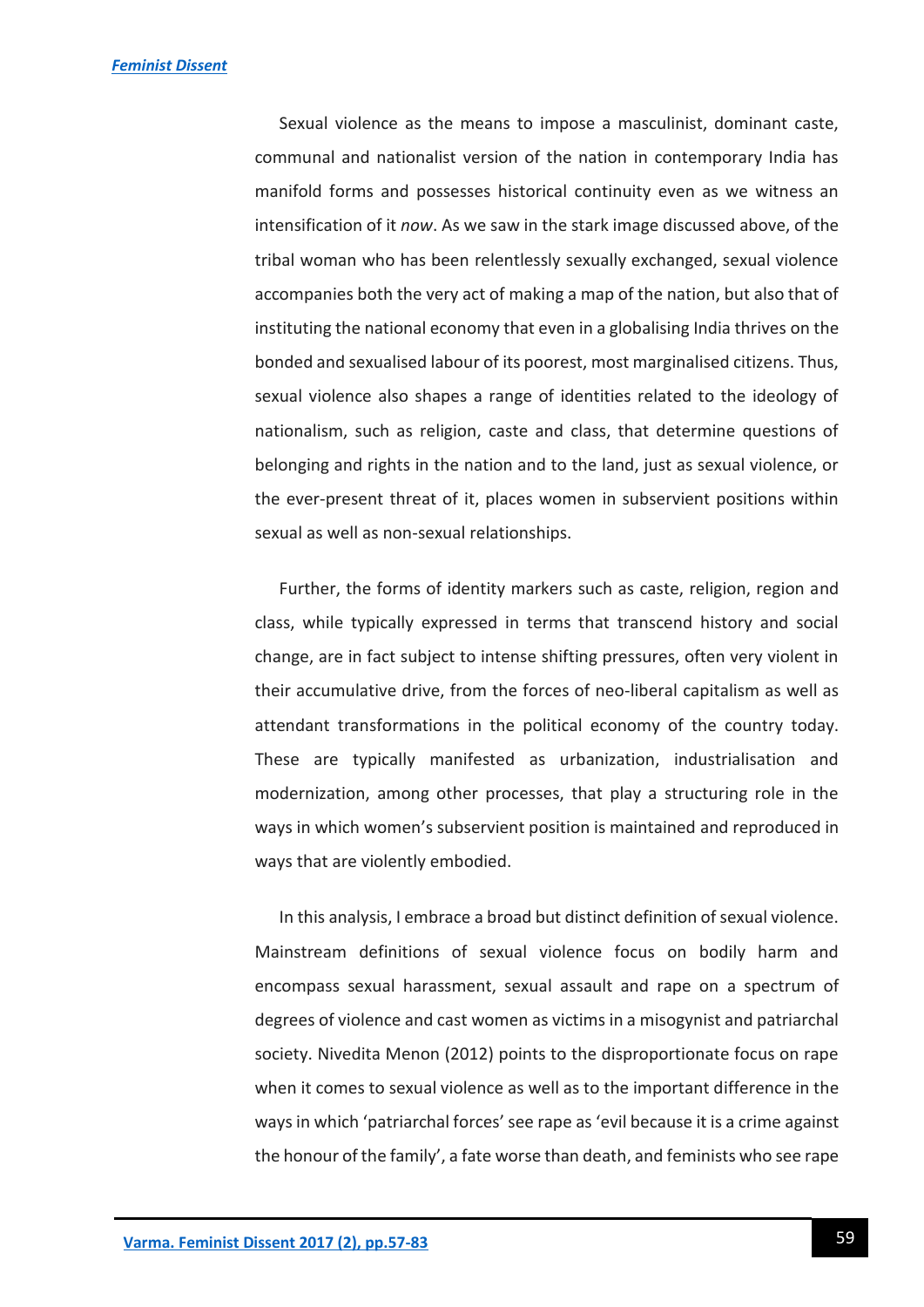Sexual violence as the means to impose a masculinist, dominant caste, communal and nationalist version of the nation in contemporary India has manifold forms and possesses historical continuity even as we witness an intensification of it *now*. As we saw in the stark image discussed above, of the tribal woman who has been relentlessly sexually exchanged, sexual violence accompanies both the very act of making a map of the nation, but also that of instituting the national economy that even in a globalising India thrives on the bonded and sexualised labour of its poorest, most marginalised citizens. Thus, sexual violence also shapes a range of identities related to the ideology of nationalism, such as religion, caste and class, that determine questions of belonging and rights in the nation and to the land, just as sexual violence, or the ever-present threat of it, places women in subservient positions within sexual as well as non-sexual relationships.

Further, the forms of identity markers such as caste, religion, region and class, while typically expressed in terms that transcend history and social change, are in fact subject to intense shifting pressures, often very violent in their accumulative drive, from the forces of neo-liberal capitalism as well as attendant transformations in the political economy of the country today. These are typically manifested as urbanization, industrialisation and modernization, among other processes, that play a structuring role in the ways in which women's subservient position is maintained and reproduced in ways that are violently embodied.

In this analysis, I embrace a broad but distinct definition of sexual violence. Mainstream definitions of sexual violence focus on bodily harm and encompass sexual harassment, sexual assault and rape on a spectrum of degrees of violence and cast women as victims in a misogynist and patriarchal society. Nivedita Menon (2012) points to the disproportionate focus on rape when it comes to sexual violence as well as to the important difference in the ways in which 'patriarchal forces' see rape as 'evil because it is a crime against the honour of the family', a fate worse than death, and feminists who see rape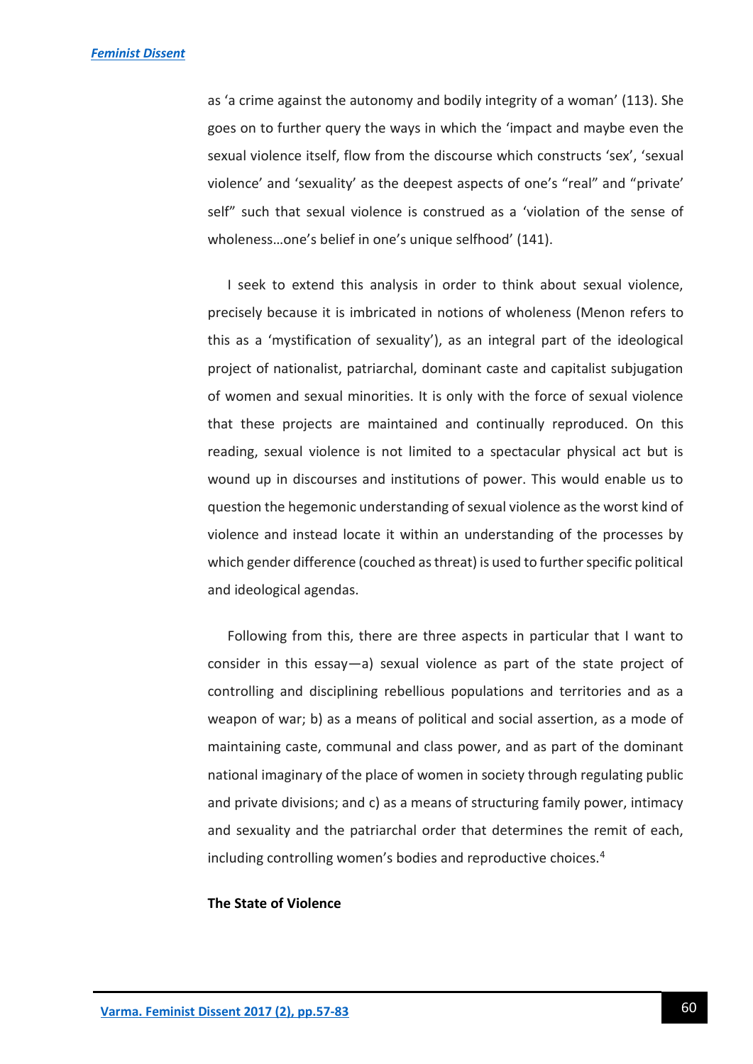as 'a crime against the autonomy and bodily integrity of a woman' (113). She goes on to further query the ways in which the 'impact and maybe even the sexual violence itself, flow from the discourse which constructs 'sex', 'sexual violence' and 'sexuality' as the deepest aspects of one's "real" and "private' self" such that sexual violence is construed as a 'violation of the sense of wholeness…one's belief in one's unique selfhood' (141).

I seek to extend this analysis in order to think about sexual violence, precisely because it is imbricated in notions of wholeness (Menon refers to this as a 'mystification of sexuality'), as an integral part of the ideological project of nationalist, patriarchal, dominant caste and capitalist subjugation of women and sexual minorities. It is only with the force of sexual violence that these projects are maintained and continually reproduced. On this reading, sexual violence is not limited to a spectacular physical act but is wound up in discourses and institutions of power. This would enable us to question the hegemonic understanding of sexual violence as the worst kind of violence and instead locate it within an understanding of the processes by which gender difference (couched as threat) is used to further specific political and ideological agendas.

Following from this, there are three aspects in particular that I want to consider in this essay—a) sexual violence as part of the state project of controlling and disciplining rebellious populations and territories and as a weapon of war; b) as a means of political and social assertion, as a mode of maintaining caste, communal and class power, and as part of the dominant national imaginary of the place of women in society through regulating public and private divisions; and c) as a means of structuring family power, intimacy and sexuality and the patriarchal order that determines the remit of each, including controlling women's bodies and reproductive choices.[4]

**The State of Violence**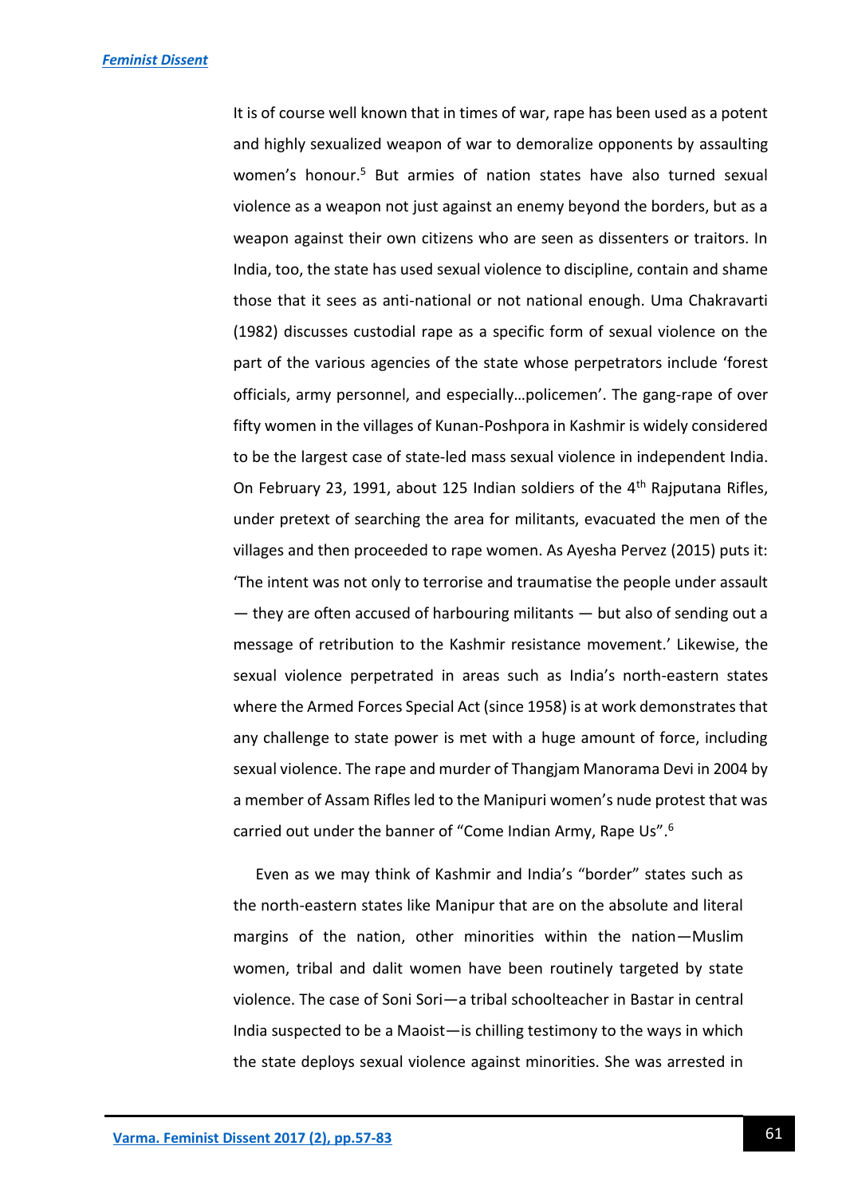It is of course well known that in times of war, rape has been used as a potent and highly sexualized weapon of war to demoralize opponents by assaulting women's honour.[5] But armies of nation states have also turned sexual violence as a weapon not just against an enemy beyond the borders, but as a weapon against their own citizens who are seen as dissenters or traitors. In India, too, the state has used sexual violence to discipline, contain and shame those that it sees as anti-national or not national enough. Uma Chakravarti (1982) discusses custodial rape as a specific form of sexual violence on the part of the various agencies of the state whose perpetrators include 'forest officials, army personnel, and especially…policemen'. The gang-rape of over fifty women in the villages of Kunan-Poshpora in Kashmir is widely considered to be the largest case of state-led mass sexual violence in independent India. On February 23, 1991, about 125 Indian soldiers of the 4th Rajputana Rifles, under pretext of searching the area for militants, evacuated the men of the villages and then proceeded to rape women. As Ayesha Pervez (2015) puts it: 'The intent was not only to terrorise and traumatise the people under assault — they are often accused of harbouring militants — but also of sending out a message of retribution to the Kashmir resistance movement.' Likewise, the sexual violence perpetrated in areas such as India's north-eastern states where the Armed Forces Special Act (since 1958) is at work demonstrates that any challenge to state power is met with a huge amount of force, including sexual violence. The rape and murder of Thangjam Manorama Devi in 2004 by a member of Assam Rifles led to the Manipuri women's nude protest that was carried out under the banner of "Come Indian Army, Rape Us".[6]

Even as we may think of Kashmir and India's "border" states such as the north-eastern states like Manipur that are on the absolute and literal margins of the nation, other minorities within the nation—Muslim women, tribal and dalit women have been routinely targeted by state violence. The case of Soni Sori—a tribal schoolteacher in Bastar in central India suspected to be a Maoist—is chilling testimony to the ways in which the state deploys sexual violence against minorities. She was arrested in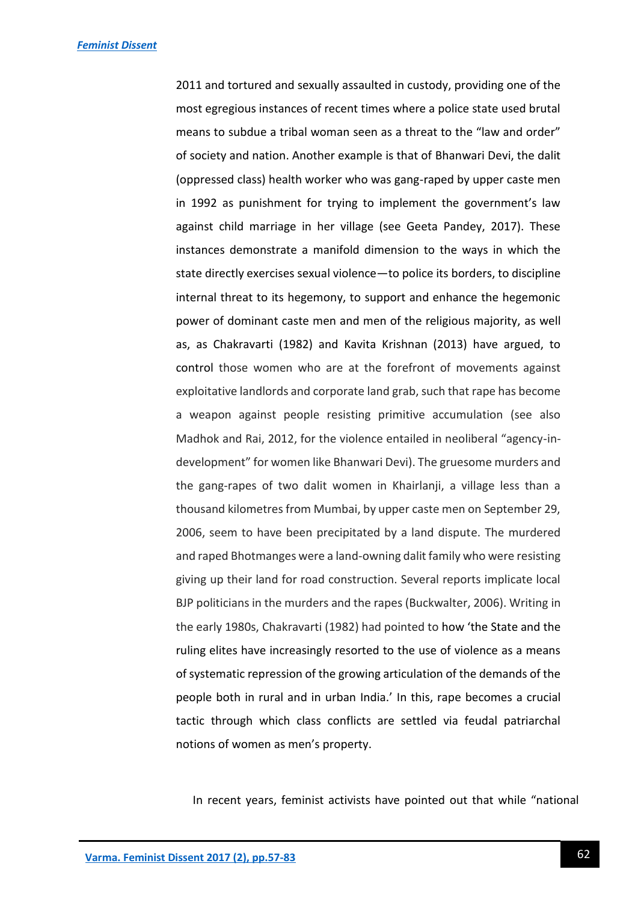2011 and tortured and sexually assaulted in custody, providing one of the most egregious instances of recent times where a police state used brutal means to subdue a tribal woman seen as a threat to the "law and order" of society and nation. Another example is that of Bhanwari Devi, the dalit (oppressed class) health worker who was gang-raped by upper caste men in 1992 as punishment for trying to implement the government's law against child marriage in her village (see Geeta Pandey, 2017). These instances demonstrate a manifold dimension to the ways in which the state directly exercises sexual violence—to police its borders, to discipline internal threat to its hegemony, to support and enhance the hegemonic power of dominant caste men and men of the religious majority, as well as, as Chakravarti (1982) and Kavita Krishnan (2013) have argued, to control those women who are at the forefront of movements against exploitative landlords and corporate land grab, such that rape has become a weapon against people resisting primitive accumulation (see also Madhok and Rai, 2012, for the violence entailed in neoliberal "agency-in-development" for women like Bhanwari Devi). The gruesome murders and the gang-rapes of two dalit women in Khairlanji, a village less than a thousand kilometres from Mumbai, by upper caste men on September 29, 2006, seem to have been precipitated by a land dispute. The murdered and raped Bhotmanges were a land-owning dalit family who were resisting giving up their land for road construction. Several reports implicate local BJP politicians in the murders and the rapes (Buckwalter, 2006). Writing in the early 1980s, Chakravarti (1982) had pointed to how 'the State and the ruling elites have increasingly resorted to the use of violence as a means of systematic repression of the growing articulation of the demands of the people both in rural and in urban India.' In this, rape becomes a crucial tactic through which class conflicts are settled via feudal patriarchal notions of women as men's property.

In recent years, feminist activists have pointed out that while "national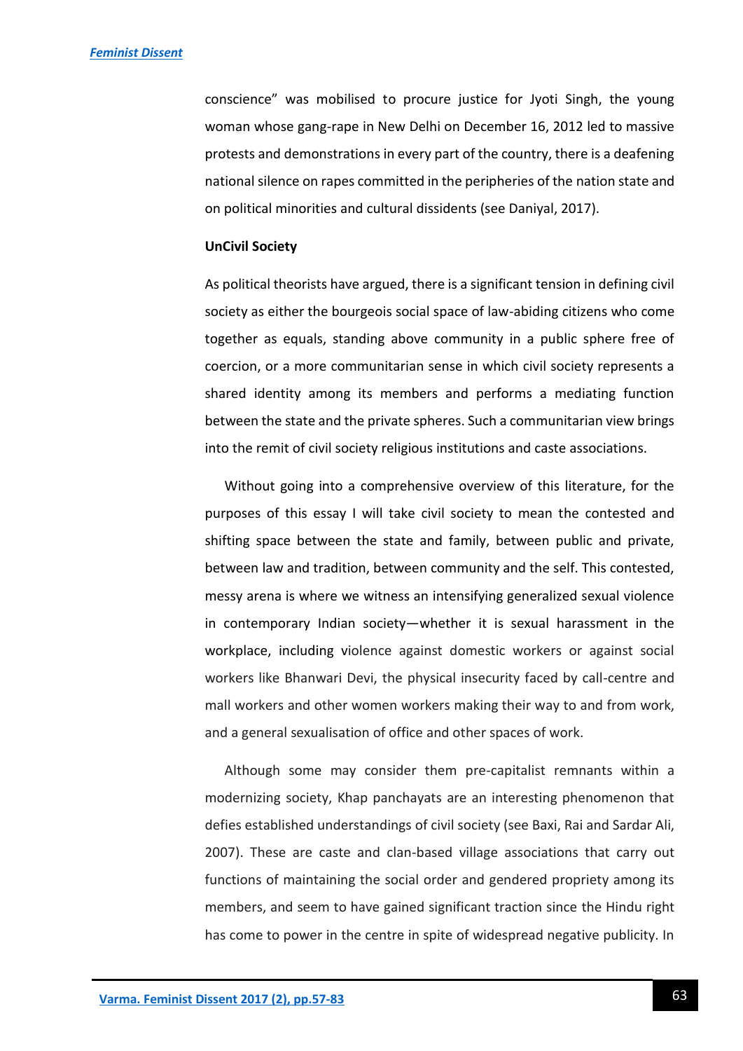conscience" was mobilised to procure justice for Jyoti Singh, the young woman whose gang-rape in New Delhi on December 16, 2012 led to massive protests and demonstrations in every part of the country, there is a deafening national silence on rapes committed in the peripheries of the nation state and on political minorities and cultural dissidents (see Daniyal, 2017).

**UnCivil Society**

As political theorists have argued, there is a significant tension in defining civil society as either the bourgeois social space of law-abiding citizens who come together as equals, standing above community in a public sphere free of coercion, or a more communitarian sense in which civil society represents a shared identity among its members and performs a mediating function between the state and the private spheres. Such a communitarian view brings into the remit of civil society religious institutions and caste associations.

Without going into a comprehensive overview of this literature, for the purposes of this essay I will take civil society to mean the contested and shifting space between the state and family, between public and private, between law and tradition, between community and the self. This contested, messy arena is where we witness an intensifying generalized sexual violence in contemporary Indian society—whether it is sexual harassment in the workplace, including violence against domestic workers or against social workers like Bhanwari Devi, the physical insecurity faced by call-centre and mall workers and other women workers making their way to and from work, and a general sexualisation of office and other spaces of work.

Although some may consider them pre-capitalist remnants within a modernizing society, Khap panchayats are an interesting phenomenon that defies established understandings of civil society (see Baxi, Rai and Sardar Ali, 2007). These are caste and clan-based village associations that carry out functions of maintaining the social order and gendered propriety among its members, and seem to have gained significant traction since the Hindu right has come to power in the centre in spite of widespread negative publicity. In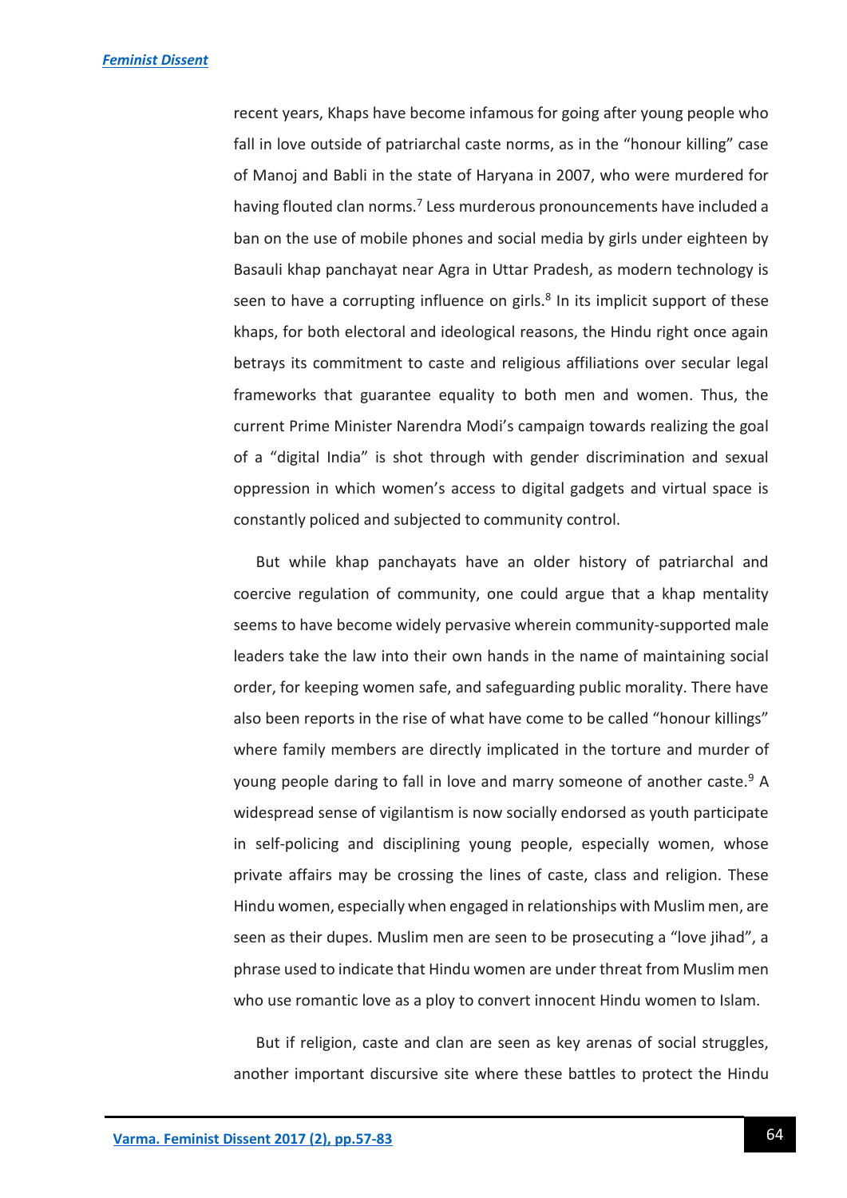recent years, Khaps have become infamous for going after young people who fall in love outside of patriarchal caste norms, as in the "honour killing" case of Manoj and Babli in the state of Haryana in 2007, who were murdered for having flouted clan norms.[7] Less murderous pronouncements have included a ban on the use of mobile phones and social media by girls under eighteen by Basauli khap panchayat near Agra in Uttar Pradesh, as modern technology is seen to have a corrupting influence on girls.[8] In its implicit support of these khaps, for both electoral and ideological reasons, the Hindu right once again betrays its commitment to caste and religious affiliations over secular legal frameworks that guarantee equality to both men and women. Thus, the current Prime Minister Narendra Modi's campaign towards realizing the goal of a "digital India" is shot through with gender discrimination and sexual oppression in which women's access to digital gadgets and virtual space is constantly policed and subjected to community control.

But while khap panchayats have an older history of patriarchal and coercive regulation of community, one could argue that a khap mentality seems to have become widely pervasive wherein community-supported male leaders take the law into their own hands in the name of maintaining social order, for keeping women safe, and safeguarding public morality. There have also been reports in the rise of what have come to be called "honour killings" where family members are directly implicated in the torture and murder of young people daring to fall in love and marry someone of another caste.[9] A widespread sense of vigilantism is now socially endorsed as youth participate in self-policing and disciplining young people, especially women, whose private affairs may be crossing the lines of caste, class and religion. These Hindu women, especially when engaged in relationships with Muslim men, are seen as their dupes. Muslim men are seen to be prosecuting a "love jihad", a phrase used to indicate that Hindu women are under threat from Muslim men who use romantic love as a ploy to convert innocent Hindu women to Islam.

But if religion, caste and clan are seen as key arenas of social struggles, another important discursive site where these battles to protect the Hindu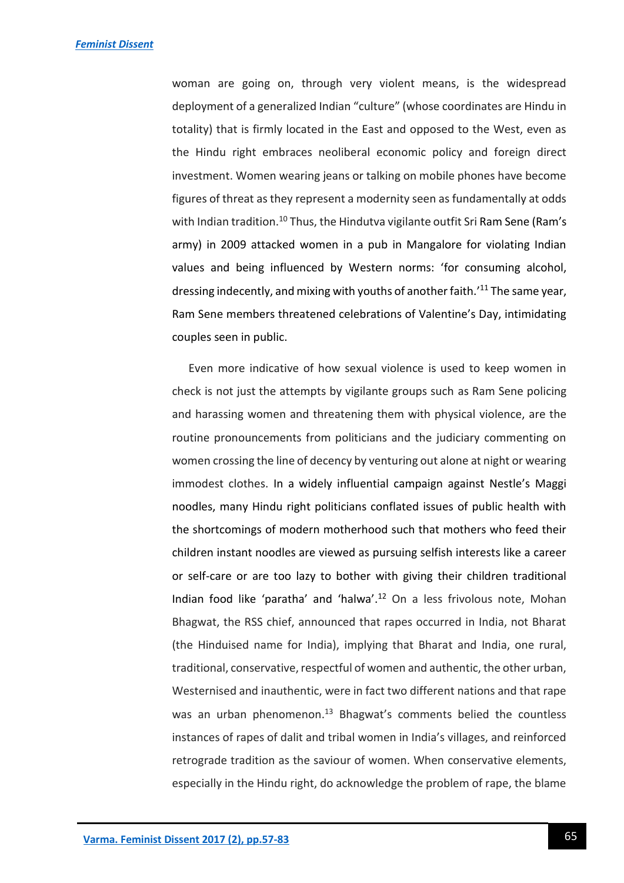woman are going on, through very violent means, is the widespread deployment of a generalized Indian “culture” (whose coordinates are Hindu in totality) that is firmly located in the East and opposed to the West, even as the Hindu right embraces neoliberal economic policy and foreign direct investment. Women wearing jeans or talking on mobile phones have become figures of threat as they represent a modernity seen as fundamentally at odds with Indian tradition.[10] Thus, the Hindutva vigilante outfit Sri Ram Sene (Ram’s army) in 2009 attacked women in a pub in Mangalore for violating Indian values and being influenced by Western norms: ‘for consuming alcohol, dressing indecently, and mixing with youths of another faith.’[11] The same year, Ram Sene members threatened celebrations of Valentine’s Day, intimidating couples seen in public.

Even more indicative of how sexual violence is used to keep women in check is not just the attempts by vigilante groups such as Ram Sene policing and harassing women and threatening them with physical violence, are the routine pronouncements from politicians and the judiciary commenting on women crossing the line of decency by venturing out alone at night or wearing immodest clothes. In a widely influential campaign against Nestle’s Maggi noodles, many Hindu right politicians conflated issues of public health with the shortcomings of modern motherhood such that mothers who feed their children instant noodles are viewed as pursuing selfish interests like a career or self-care or are too lazy to bother with giving their children traditional Indian food like ‘paratha’ and ‘halwa’.[12] On a less frivolous note, Mohan Bhagwat, the RSS chief, announced that rapes occurred in India, not Bharat (the Hinduised name for India), implying that Bharat and India, one rural, traditional, conservative, respectful of women and authentic, the other urban, Westernised and inauthentic, were in fact two different nations and that rape was an urban phenomenon.[13] Bhagwat’s comments belied the countless instances of rapes of dalit and tribal women in India’s villages, and reinforced retrograde tradition as the saviour of women. When conservative elements, especially in the Hindu right, do acknowledge the problem of rape, the blame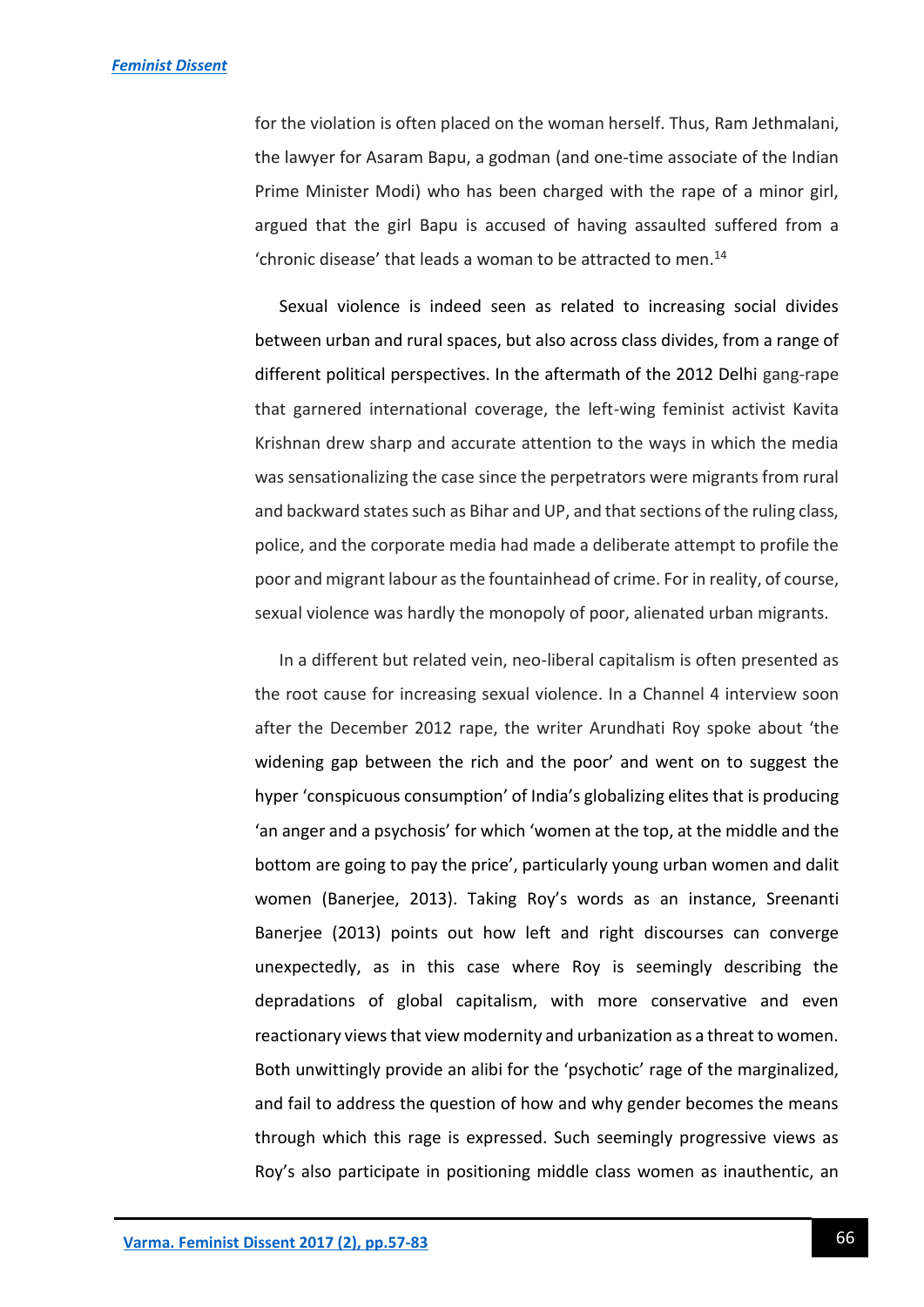for the violation is often placed on the woman herself. Thus, Ram Jethmalani, the lawyer for Asaram Bapu, a godman (and one-time associate of the Indian Prime Minister Modi) who has been charged with the rape of a minor girl, argued that the girl Bapu is accused of having assaulted suffered from a 'chronic disease' that leads a woman to be attracted to men.[14]

Sexual violence is indeed seen as related to increasing social divides between urban and rural spaces, but also across class divides, from a range of different political perspectives. In the aftermath of the 2012 Delhi gang-rape that garnered international coverage, the left-wing feminist activist Kavita Krishnan drew sharp and accurate attention to the ways in which the media was sensationalizing the case since the perpetrators were migrants from rural and backward states such as Bihar and UP, and that sections of the ruling class, police, and the corporate media had made a deliberate attempt to profile the poor and migrant labour as the fountainhead of crime. For in reality, of course, sexual violence was hardly the monopoly of poor, alienated urban migrants.

In a different but related vein, neo-liberal capitalism is often presented as the root cause for increasing sexual violence. In a Channel 4 interview soon after the December 2012 rape, the writer Arundhati Roy spoke about 'the widening gap between the rich and the poor' and went on to suggest the hyper 'conspicuous consumption' of India's globalizing elites that is producing 'an anger and a psychosis' for which 'women at the top, at the middle and the bottom are going to pay the price', particularly young urban women and dalit women (Banerjee, 2013). Taking Roy's words as an instance, Sreenanti Banerjee (2013) points out how left and right discourses can converge unexpectedly, as in this case where Roy is seemingly describing the depradations of global capitalism, with more conservative and even reactionary views that view modernity and urbanization as a threat to women. Both unwittingly provide an alibi for the 'psychotic' rage of the marginalized, and fail to address the question of how and why gender becomes the means through which this rage is expressed. Such seemingly progressive views as Roy's also participate in positioning middle class women as inauthentic, an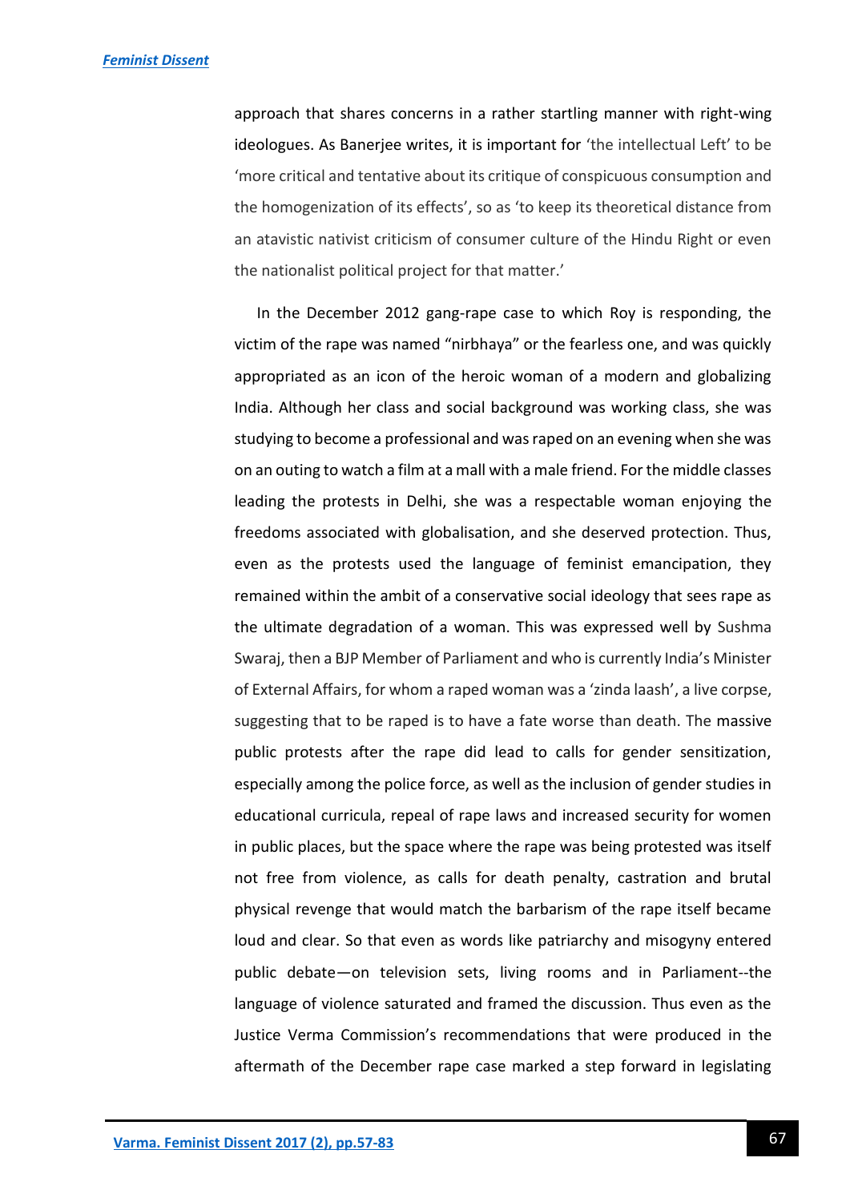approach that shares concerns in a rather startling manner with right-wing ideologues. As Banerjee writes, it is important for 'the intellectual Left' to be 'more critical and tentative about its critique of conspicuous consumption and the homogenization of its effects', so as 'to keep its theoretical distance from an atavistic nativist criticism of consumer culture of the Hindu Right or even the nationalist political project for that matter.'

In the December 2012 gang-rape case to which Roy is responding, the victim of the rape was named "nirbhaya" or the fearless one, and was quickly appropriated as an icon of the heroic woman of a modern and globalizing India. Although her class and social background was working class, she was studying to become a professional and was raped on an evening when she was on an outing to watch a film at a mall with a male friend. For the middle classes leading the protests in Delhi, she was a respectable woman enjoying the freedoms associated with globalisation, and she deserved protection. Thus, even as the protests used the language of feminist emancipation, they remained within the ambit of a conservative social ideology that sees rape as the ultimate degradation of a woman. This was expressed well by Sushma Swaraj, then a BJP Member of Parliament and who is currently India's Minister of External Affairs, for whom a raped woman was a 'zinda laash', a live corpse, suggesting that to be raped is to have a fate worse than death. The massive public protests after the rape did lead to calls for gender sensitization, especially among the police force, as well as the inclusion of gender studies in educational curricula, repeal of rape laws and increased security for women in public places, but the space where the rape was being protested was itself not free from violence, as calls for death penalty, castration and brutal physical revenge that would match the barbarism of the rape itself became loud and clear. So that even as words like patriarchy and misogyny entered public debate—on television sets, living rooms and in Parliament--the language of violence saturated and framed the discussion. Thus even as the Justice Verma Commission's recommendations that were produced in the aftermath of the December rape case marked a step forward in legislating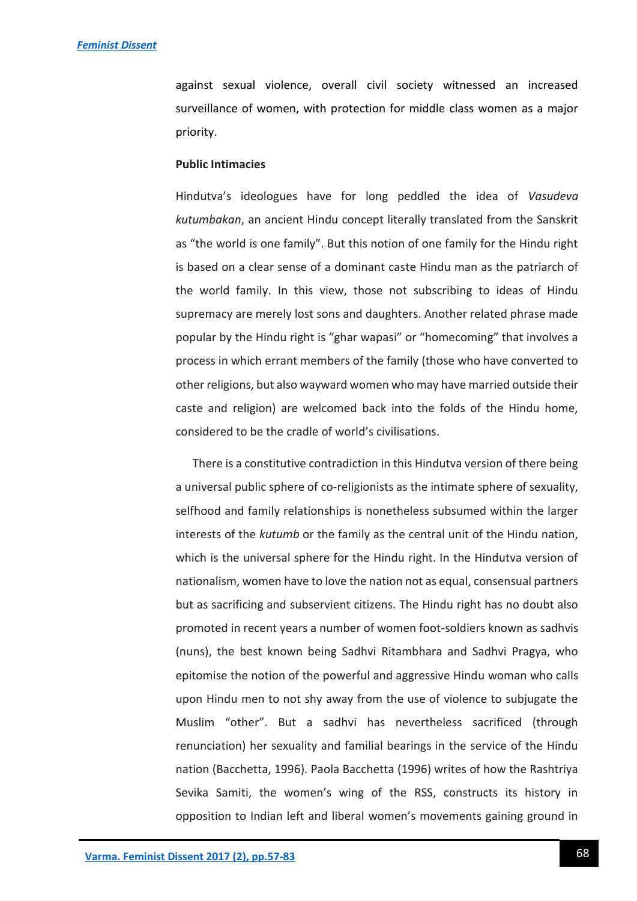against sexual violence, overall civil society witnessed an increased surveillance of women, with protection for middle class women as a major priority.

### Public Intimacies

Hindutva's ideologues have for long peddled the idea of *Vasudeva kutumbakan*, an ancient Hindu concept literally translated from the Sanskrit as "the world is one family". But this notion of one family for the Hindu right is based on a clear sense of a dominant caste Hindu man as the patriarch of the world family. In this view, those not subscribing to ideas of Hindu supremacy are merely lost sons and daughters. Another related phrase made popular by the Hindu right is "ghar wapasi" or "homecoming" that involves a process in which errant members of the family (those who have converted to other religions, but also wayward women who may have married outside their caste and religion) are welcomed back into the folds of the Hindu home, considered to be the cradle of world's civilisations.

There is a constitutive contradiction in this Hindutva version of there being a universal public sphere of co-religionists as the intimate sphere of sexuality, selfhood and family relationships is nonetheless subsumed within the larger interests of the *kutumb* or the family as the central unit of the Hindu nation, which is the universal sphere for the Hindu right. In the Hindutva version of nationalism, women have to love the nation not as equal, consensual partners but as sacrificing and subservient citizens. The Hindu right has no doubt also promoted in recent years a number of women foot-soldiers known as sadhvis (nuns), the best known being Sadhvi Ritambhara and Sadhvi Pragya, who epitomise the notion of the powerful and aggressive Hindu woman who calls upon Hindu men to not shy away from the use of violence to subjugate the Muslim "other". But a sadhvi has nevertheless sacrificed (through renunciation) her sexuality and familial bearings in the service of the Hindu nation (Bacchetta, 1996). Paola Bacchetta (1996) writes of how the Rashtriya Sevika Samiti, the women's wing of the RSS, constructs its history in opposition to Indian left and liberal women's movements gaining ground in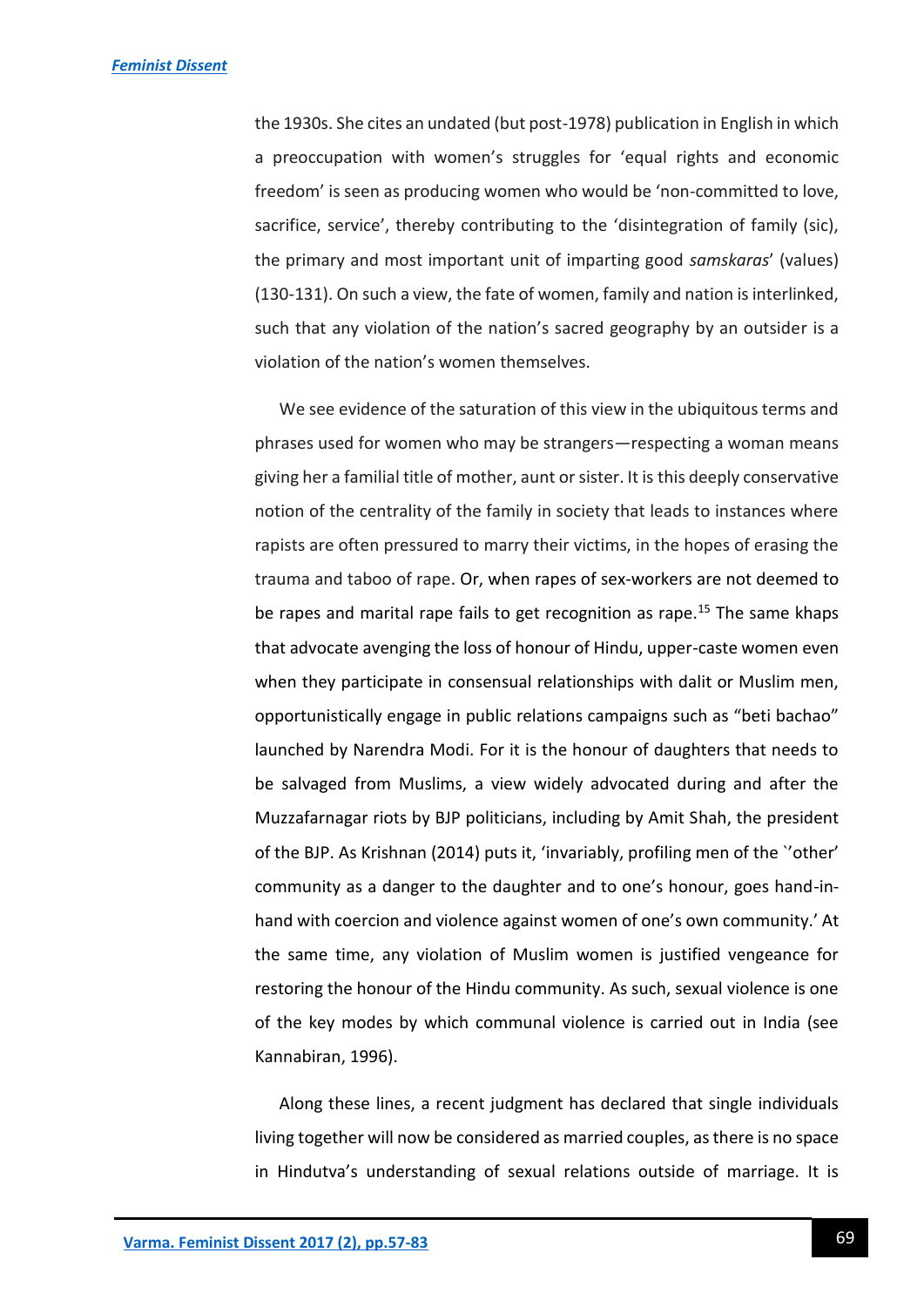the 1930s. She cites an undated (but post-1978) publication in English in which a preoccupation with women's struggles for 'equal rights and economic freedom' is seen as producing women who would be 'non-committed to love, sacrifice, service', thereby contributing to the 'disintegration of family (sic), the primary and most important unit of imparting good *samskaras*' (values) (130-131). On such a view, the fate of women, family and nation is interlinked, such that any violation of the nation's sacred geography by an outsider is a violation of the nation's women themselves.

We see evidence of the saturation of this view in the ubiquitous terms and phrases used for women who may be strangers—respecting a woman means giving her a familial title of mother, aunt or sister. It is this deeply conservative notion of the centrality of the family in society that leads to instances where rapists are often pressured to marry their victims, in the hopes of erasing the trauma and taboo of rape. Or, when rapes of sex-workers are not deemed to be rapes and marital rape fails to get recognition as rape.[15] The same khaps that advocate avenging the loss of honour of Hindu, upper-caste women even when they participate in consensual relationships with dalit or Muslim men, opportunistically engage in public relations campaigns such as "beti bachao" launched by Narendra Modi. For it is the honour of daughters that needs to be salvaged from Muslims, a view widely advocated during and after the Muzzafarnagar riots by BJP politicians, including by Amit Shah, the president of the BJP. As Krishnan (2014) puts it, 'invariably, profiling men of the `'other' community as a danger to the daughter and to one's honour, goes hand-in-hand with coercion and violence against women of one's own community.' At the same time, any violation of Muslim women is justified vengeance for restoring the honour of the Hindu community. As such, sexual violence is one of the key modes by which communal violence is carried out in India (see Kannabiran, 1996).

Along these lines, a recent judgment has declared that single individuals living together will now be considered as married couples, as there is no space in Hindutva's understanding of sexual relations outside of marriage. It is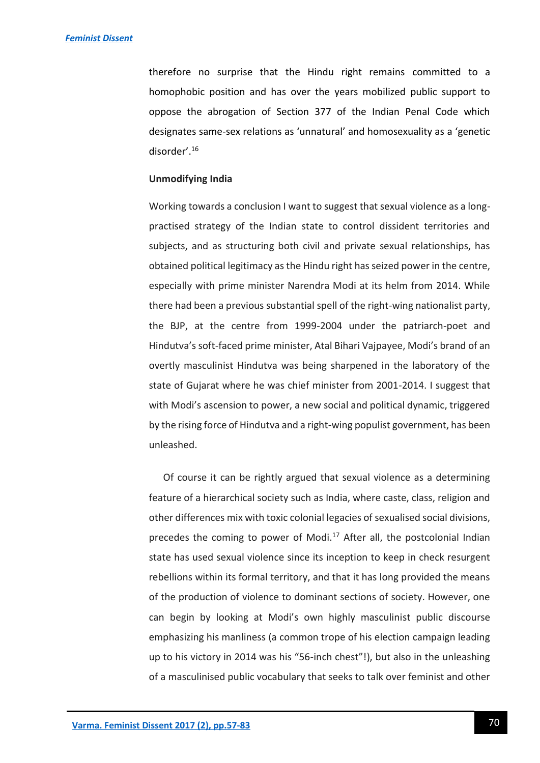therefore no surprise that the Hindu right remains committed to a homophobic position and has over the years mobilized public support to oppose the abrogation of Section 377 of the Indian Penal Code which designates same-sex relations as 'unnatural' and homosexuality as a 'genetic disorder'.[16]

**Unmodifying India**

Working towards a conclusion I want to suggest that sexual violence as a long-practised strategy of the Indian state to control dissident territories and subjects, and as structuring both civil and private sexual relationships, has obtained political legitimacy as the Hindu right has seized power in the centre, especially with prime minister Narendra Modi at its helm from 2014. While there had been a previous substantial spell of the right-wing nationalist party, the BJP, at the centre from 1999-2004 under the patriarch-poet and Hindutva's soft-faced prime minister, Atal Bihari Vajpayee, Modi's brand of an overtly masculinist Hindutva was being sharpened in the laboratory of the state of Gujarat where he was chief minister from 2001-2014. I suggest that with Modi's ascension to power, a new social and political dynamic, triggered by the rising force of Hindutva and a right-wing populist government, has been unleashed.

Of course it can be rightly argued that sexual violence as a determining feature of a hierarchical society such as India, where caste, class, religion and other differences mix with toxic colonial legacies of sexualised social divisions, precedes the coming to power of Modi.[17] After all, the postcolonial Indian state has used sexual violence since its inception to keep in check resurgent rebellions within its formal territory, and that it has long provided the means of the production of violence to dominant sections of society. However, one can begin by looking at Modi's own highly masculinist public discourse emphasizing his manliness (a common trope of his election campaign leading up to his victory in 2014 was his "56-inch chest"!), but also in the unleashing of a masculinised public vocabulary that seeks to talk over feminist and other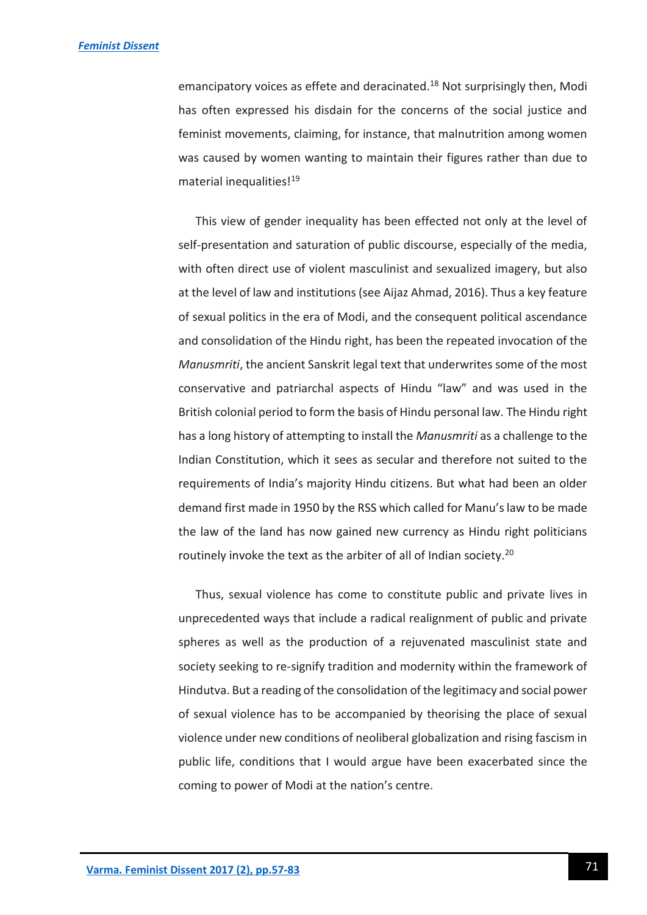emancipatory voices as effete and deracinated.[18] Not surprisingly then, Modi has often expressed his disdain for the concerns of the social justice and feminist movements, claiming, for instance, that malnutrition among women was caused by women wanting to maintain their figures rather than due to material inequalities![19]

This view of gender inequality has been effected not only at the level of self-presentation and saturation of public discourse, especially of the media, with often direct use of violent masculinist and sexualized imagery, but also at the level of law and institutions (see Aijaz Ahmad, 2016). Thus a key feature of sexual politics in the era of Modi, and the consequent political ascendance and consolidation of the Hindu right, has been the repeated invocation of the *Manusmriti*, the ancient Sanskrit legal text that underwrites some of the most conservative and patriarchal aspects of Hindu "law" and was used in the British colonial period to form the basis of Hindu personal law. The Hindu right has a long history of attempting to install the *Manusmriti* as a challenge to the Indian Constitution, which it sees as secular and therefore not suited to the requirements of India's majority Hindu citizens. But what had been an older demand first made in 1950 by the RSS which called for Manu's law to be made the law of the land has now gained new currency as Hindu right politicians routinely invoke the text as the arbiter of all of Indian society.[20]

Thus, sexual violence has come to constitute public and private lives in unprecedented ways that include a radical realignment of public and private spheres as well as the production of a rejuvenated masculinist state and society seeking to re-signify tradition and modernity within the framework of Hindutva. But a reading of the consolidation of the legitimacy and social power of sexual violence has to be accompanied by theorising the place of sexual violence under new conditions of neoliberal globalization and rising fascism in public life, conditions that I would argue have been exacerbated since the coming to power of Modi at the nation's centre.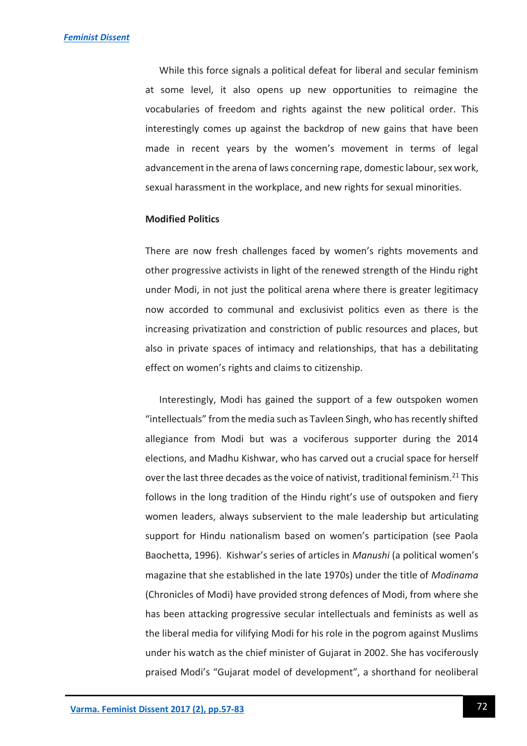While this force signals a political defeat for liberal and secular feminism at some level, it also opens up new opportunities to reimagine the vocabularies of freedom and rights against the new political order. This interestingly comes up against the backdrop of new gains that have been made in recent years by the women's movement in terms of legal advancement in the arena of laws concerning rape, domestic labour, sex work, sexual harassment in the workplace, and new rights for sexual minorities.

**Modified Politics**

There are now fresh challenges faced by women's rights movements and other progressive activists in light of the renewed strength of the Hindu right under Modi, in not just the political arena where there is greater legitimacy now accorded to communal and exclusivist politics even as there is the increasing privatization and constriction of public resources and places, but also in private spaces of intimacy and relationships, that has a debilitating effect on women's rights and claims to citizenship.

Interestingly, Modi has gained the support of a few outspoken women "intellectuals" from the media such as Tavleen Singh, who has recently shifted allegiance from Modi but was a vociferous supporter during the 2014 elections, and Madhu Kishwar, who has carved out a crucial space for herself over the last three decades as the voice of nativist, traditional feminism.[21] This follows in the long tradition of the Hindu right's use of outspoken and fiery women leaders, always subservient to the male leadership but articulating support for Hindu nationalism based on women's participation (see Paola Baochetta, 1996). Kishwar's series of articles in *Manushi* (a political women's magazine that she established in the late 1970s) under the title of *Modinama* (Chronicles of Modi) have provided strong defences of Modi, from where she has been attacking progressive secular intellectuals and feminists as well as the liberal media for vilifying Modi for his role in the pogrom against Muslims under his watch as the chief minister of Gujarat in 2002. She has vociferously praised Modi's "Gujarat model of development", a shorthand for neoliberal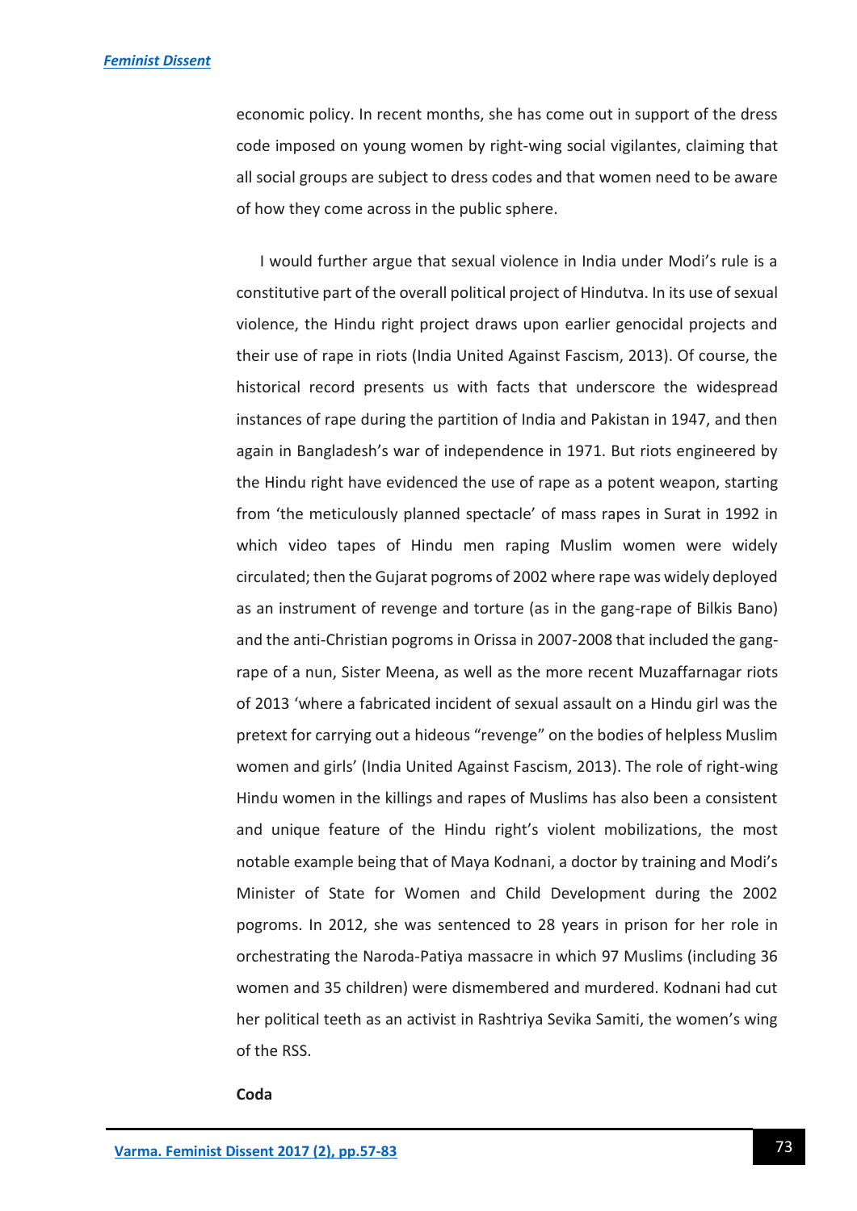economic policy. In recent months, she has come out in support of the dress code imposed on young women by right-wing social vigilantes, claiming that all social groups are subject to dress codes and that women need to be aware of how they come across in the public sphere.

I would further argue that sexual violence in India under Modi's rule is a constitutive part of the overall political project of Hindutva. In its use of sexual violence, the Hindu right project draws upon earlier genocidal projects and their use of rape in riots (India United Against Fascism, 2013). Of course, the historical record presents us with facts that underscore the widespread instances of rape during the partition of India and Pakistan in 1947, and then again in Bangladesh's war of independence in 1971. But riots engineered by the Hindu right have evidenced the use of rape as a potent weapon, starting from 'the meticulously planned spectacle' of mass rapes in Surat in 1992 in which video tapes of Hindu men raping Muslim women were widely circulated; then the Gujarat pogroms of 2002 where rape was widely deployed as an instrument of revenge and torture (as in the gang-rape of Bilkis Bano) and the anti-Christian pogroms in Orissa in 2007-2008 that included the gang-rape of a nun, Sister Meena, as well as the more recent Muzaffarnagar riots of 2013 'where a fabricated incident of sexual assault on a Hindu girl was the pretext for carrying out a hideous "revenge" on the bodies of helpless Muslim women and girls' (India United Against Fascism, 2013). The role of right-wing Hindu women in the killings and rapes of Muslims has also been a consistent and unique feature of the Hindu right's violent mobilizations, the most notable example being that of Maya Kodnani, a doctor by training and Modi's Minister of State for Women and Child Development during the 2002 pogroms. In 2012, she was sentenced to 28 years in prison for her role in orchestrating the Naroda-Patiya massacre in which 97 Muslims (including 36 women and 35 children) were dismembered and murdered. Kodnani had cut her political teeth as an activist in Rashtriya Sevika Samiti, the women's wing of the RSS.

**Coda**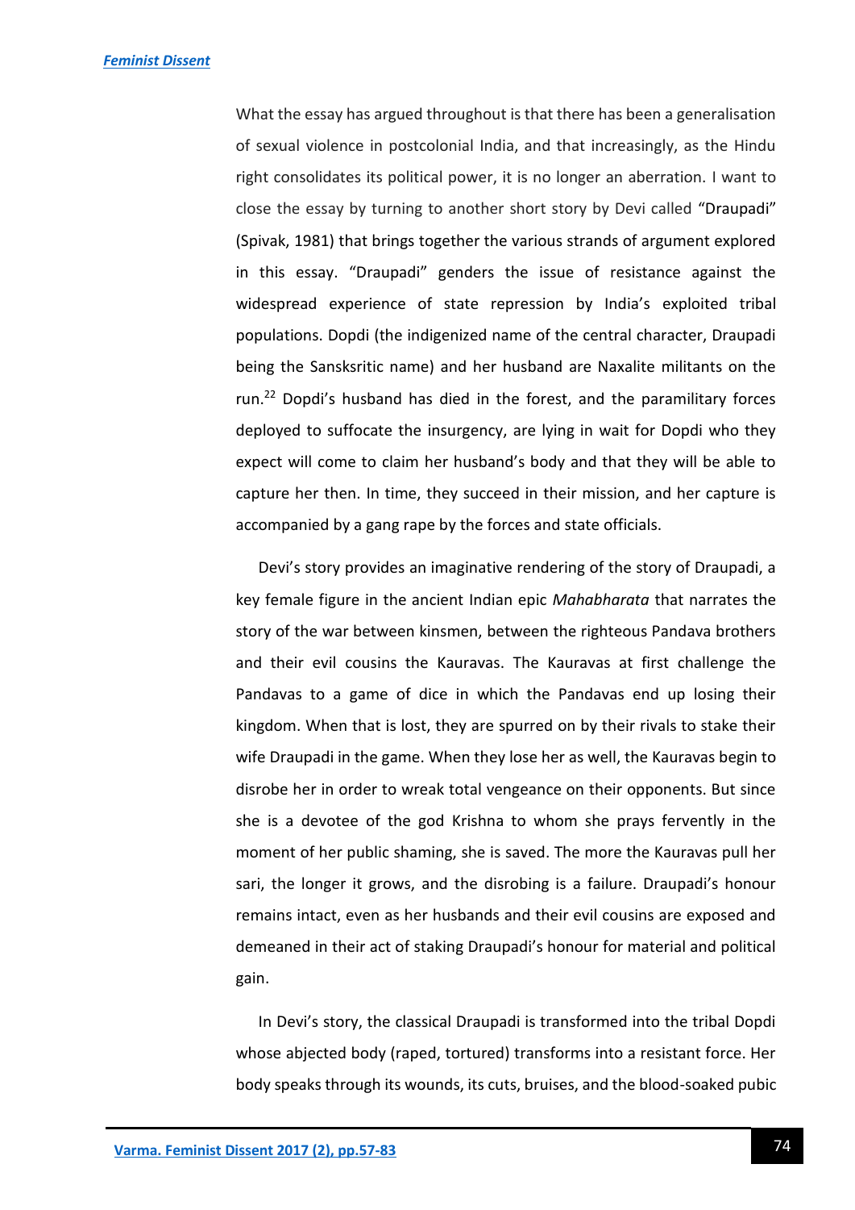What the essay has argued throughout is that there has been a generalisation of sexual violence in postcolonial India, and that increasingly, as the Hindu right consolidates its political power, it is no longer an aberration. I want to close the essay by turning to another short story by Devi called "Draupadi" (Spivak, 1981) that brings together the various strands of argument explored in this essay. "Draupadi" genders the issue of resistance against the widespread experience of state repression by India's exploited tribal populations. Dopdi (the indigenized name of the central character, Draupadi being the Sansksritic name) and her husband are Naxalite militants on the run.[22] Dopdi's husband has died in the forest, and the paramilitary forces deployed to suffocate the insurgency, are lying in wait for Dopdi who they expect will come to claim her husband's body and that they will be able to capture her then. In time, they succeed in their mission, and her capture is accompanied by a gang rape by the forces and state officials.

Devi's story provides an imaginative rendering of the story of Draupadi, a key female figure in the ancient Indian epic *Mahabharata* that narrates the story of the war between kinsmen, between the righteous Pandava brothers and their evil cousins the Kauravas. The Kauravas at first challenge the Pandavas to a game of dice in which the Pandavas end up losing their kingdom. When that is lost, they are spurred on by their rivals to stake their wife Draupadi in the game. When they lose her as well, the Kauravas begin to disrobe her in order to wreak total vengeance on their opponents. But since she is a devotee of the god Krishna to whom she prays fervently in the moment of her public shaming, she is saved. The more the Kauravas pull her sari, the longer it grows, and the disrobing is a failure. Draupadi's honour remains intact, even as her husbands and their evil cousins are exposed and demeaned in their act of staking Draupadi's honour for material and political gain.

In Devi's story, the classical Draupadi is transformed into the tribal Dopdi whose abjected body (raped, tortured) transforms into a resistant force. Her body speaks through its wounds, its cuts, bruises, and the blood-soaked pubic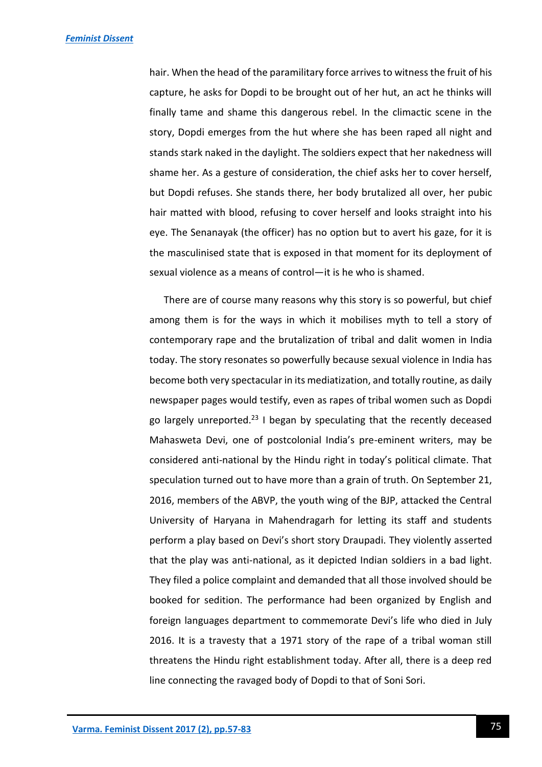hair. When the head of the paramilitary force arrives to witness the fruit of his capture, he asks for Dopdi to be brought out of her hut, an act he thinks will finally tame and shame this dangerous rebel. In the climactic scene in the story, Dopdi emerges from the hut where she has been raped all night and stands stark naked in the daylight. The soldiers expect that her nakedness will shame her. As a gesture of consideration, the chief asks her to cover herself, but Dopdi refuses. She stands there, her body brutalized all over, her pubic hair matted with blood, refusing to cover herself and looks straight into his eye. The Senanayak (the officer) has no option but to avert his gaze, for it is the masculinised state that is exposed in that moment for its deployment of sexual violence as a means of control—it is he who is shamed.

There are of course many reasons why this story is so powerful, but chief among them is for the ways in which it mobilises myth to tell a story of contemporary rape and the brutalization of tribal and dalit women in India today. The story resonates so powerfully because sexual violence in India has become both very spectacular in its mediatization, and totally routine, as daily newspaper pages would testify, even as rapes of tribal women such as Dopdi go largely unreported.[23] I began by speculating that the recently deceased Mahasweta Devi, one of postcolonial India's pre-eminent writers, may be considered anti-national by the Hindu right in today's political climate. That speculation turned out to have more than a grain of truth. On September 21, 2016, members of the ABVP, the youth wing of the BJP, attacked the Central University of Haryana in Mahendragarh for letting its staff and students perform a play based on Devi's short story Draupadi. They violently asserted that the play was anti-national, as it depicted Indian soldiers in a bad light. They filed a police complaint and demanded that all those involved should be booked for sedition. The performance had been organized by English and foreign languages department to commemorate Devi's life who died in July 2016. It is a travesty that a 1971 story of the rape of a tribal woman still threatens the Hindu right establishment today. After all, there is a deep red line connecting the ravaged body of Dopdi to that of Soni Sori.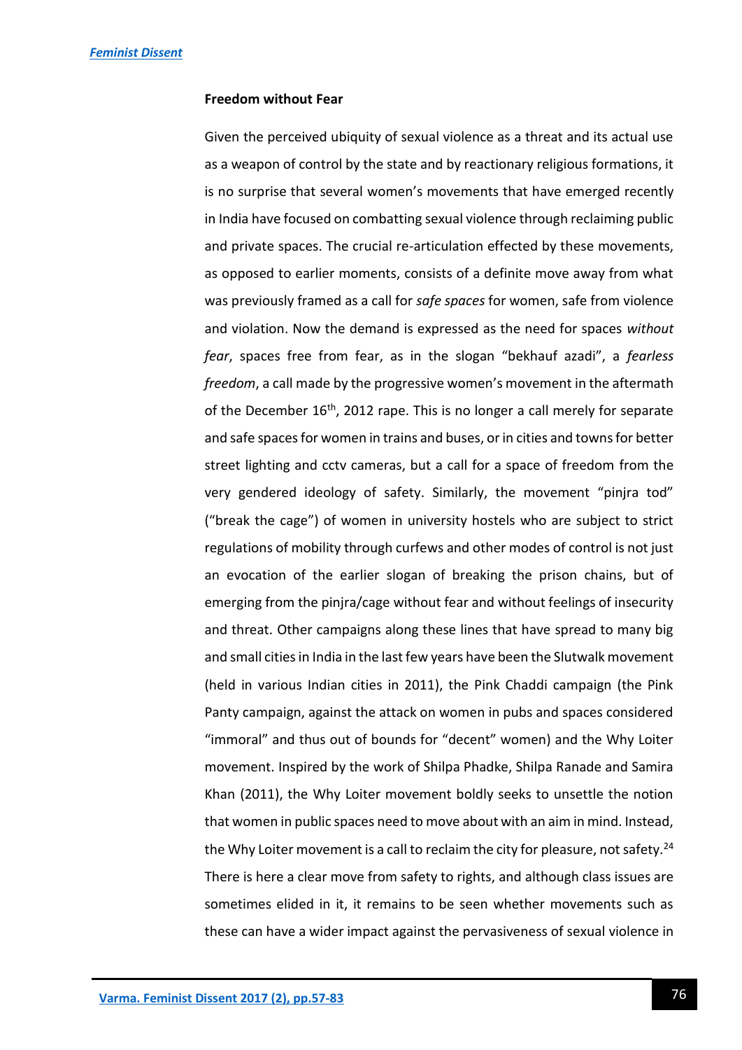**Freedom without Fear**

Given the perceived ubiquity of sexual violence as a threat and its actual use as a weapon of control by the state and by reactionary religious formations, it is no surprise that several women's movements that have emerged recently in India have focused on combatting sexual violence through reclaiming public and private spaces. The crucial re-articulation effected by these movements, as opposed to earlier moments, consists of a definite move away from what was previously framed as a call for *safe spaces* for women, safe from violence and violation. Now the demand is expressed as the need for spaces *without fear*, spaces free from fear, as in the slogan "bekhauf azadi", a *fearless freedom*, a call made by the progressive women's movement in the aftermath of the December 16th, 2012 rape. This is no longer a call merely for separate and safe spaces for women in trains and buses, or in cities and towns for better street lighting and cctv cameras, but a call for a space of freedom from the very gendered ideology of safety. Similarly, the movement "pinjra tod" ("break the cage") of women in university hostels who are subject to strict regulations of mobility through curfews and other modes of control is not just an evocation of the earlier slogan of breaking the prison chains, but of emerging from the pinjra/cage without fear and without feelings of insecurity and threat. Other campaigns along these lines that have spread to many big and small cities in India in the last few years have been the Slutwalk movement (held in various Indian cities in 2011), the Pink Chaddi campaign (the Pink Panty campaign, against the attack on women in pubs and spaces considered "immoral" and thus out of bounds for "decent" women) and the Why Loiter movement. Inspired by the work of Shilpa Phadke, Shilpa Ranade and Samira Khan (2011), the Why Loiter movement boldly seeks to unsettle the notion that women in public spaces need to move about with an aim in mind. Instead, the Why Loiter movement is a call to reclaim the city for pleasure, not safety.[24] There is here a clear move from safety to rights, and although class issues are sometimes elided in it, it remains to be seen whether movements such as these can have a wider impact against the pervasiveness of sexual violence in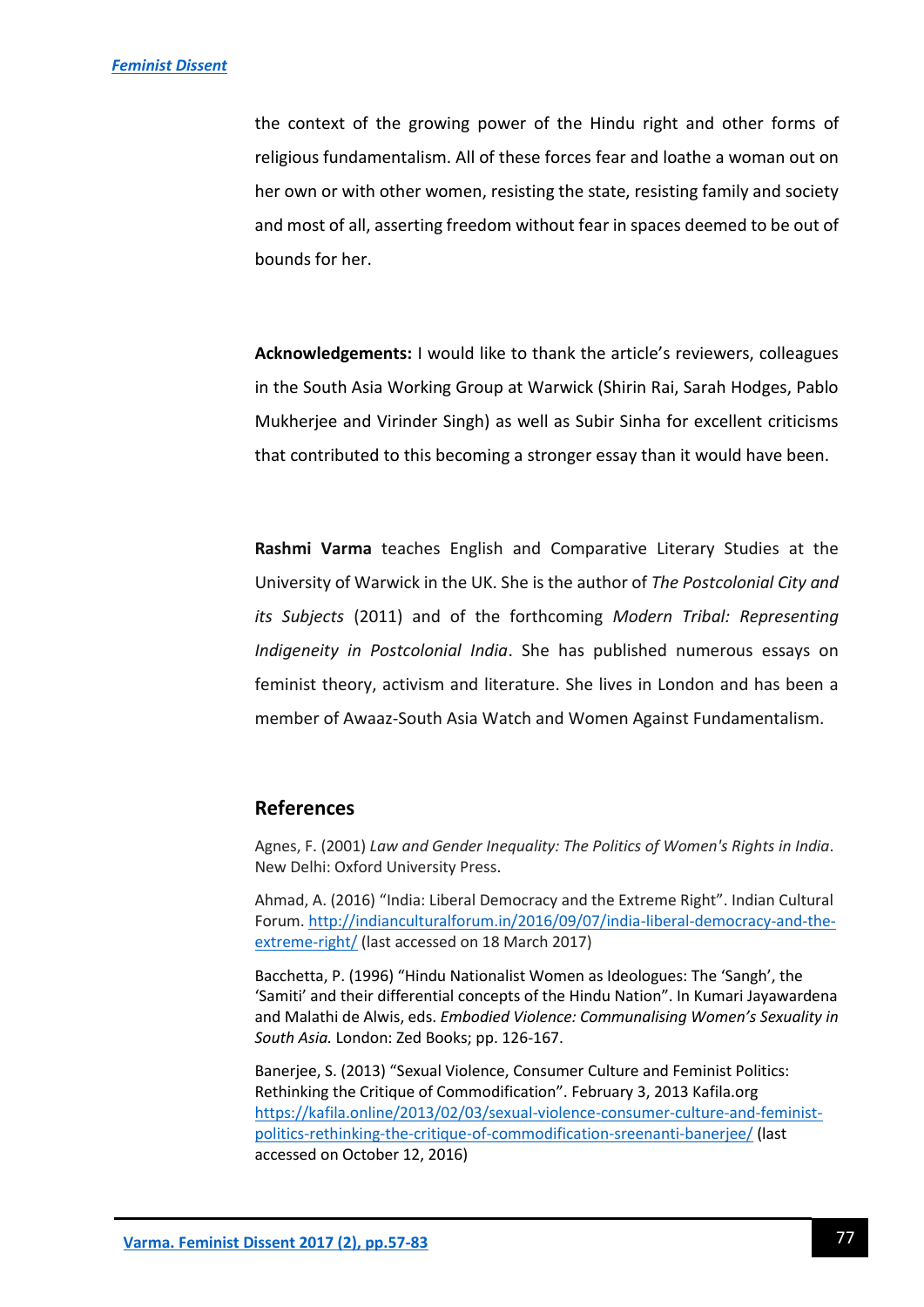the context of the growing power of the Hindu right and other forms of religious fundamentalism. All of these forces fear and loathe a woman out on her own or with other women, resisting the state, resisting family and society and most of all, asserting freedom without fear in spaces deemed to be out of bounds for her.

**Acknowledgements:** I would like to thank the article's reviewers, colleagues in the South Asia Working Group at Warwick (Shirin Rai, Sarah Hodges, Pablo Mukherjee and Virinder Singh) as well as Subir Sinha for excellent criticisms that contributed to this becoming a stronger essay than it would have been.

**Rashmi Varma** teaches English and Comparative Literary Studies at the University of Warwick in the UK. She is the author of *The Postcolonial City and its Subjects* (2011) and of the forthcoming *Modern Tribal: Representing Indigeneity in Postcolonial India*. She has published numerous essays on feminist theory, activism and literature. She lives in London and has been a member of Awaaz-South Asia Watch and Women Against Fundamentalism.

## References

Agnes, F. (2001) *Law and Gender Inequality: The Politics of Women's Rights in India*. New Delhi: Oxford University Press.

Ahmad, A. (2016) "India: Liberal Democracy and the Extreme Right". Indian Cultural Forum. http://indianculturalforum.in/2016/09/07/india-liberal-democracy-and-the-extreme-right/ (last accessed on 18 March 2017)

Bacchetta, P. (1996) "Hindu Nationalist Women as Ideologues: The 'Sangh', the 'Samiti' and their differential concepts of the Hindu Nation". In Kumari Jayawardena and Malathi de Alwis, eds. *Embodied Violence: Communalising Women's Sexuality in South Asia.* London: Zed Books; pp. 126-167.

Banerjee, S. (2013) "Sexual Violence, Consumer Culture and Feminist Politics: Rethinking the Critique of Commodification". February 3, 2013 Kafila.org https://kafila.online/2013/02/03/sexual-violence-consumer-culture-and-feminist-politics-rethinking-the-critique-of-commodification-sreenanti-banerjee/ (last accessed on October 12, 2016)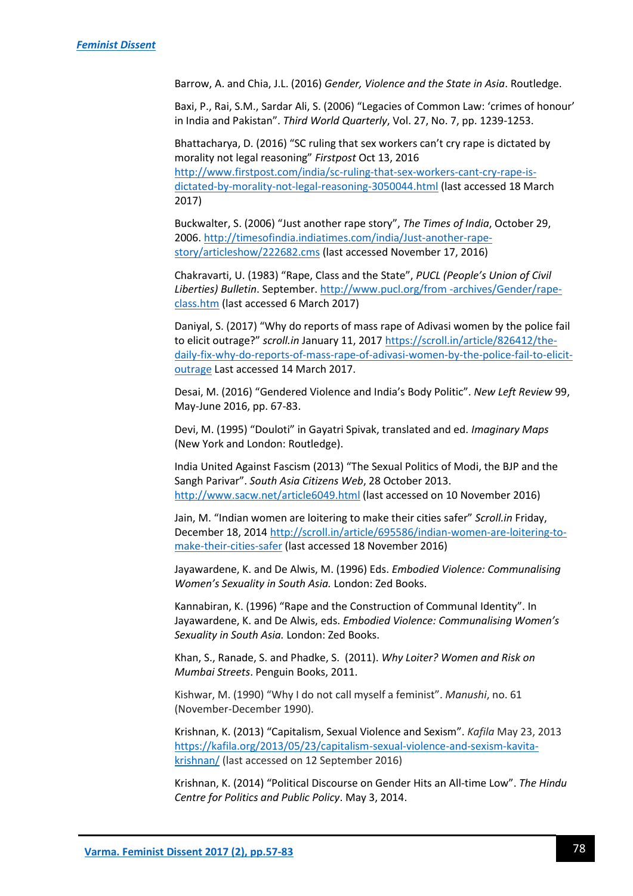Barrow, A. and Chia, J.L. (2016) *Gender, Violence and the State in Asia*. Routledge.

Baxi, P., Rai, S.M., Sardar Ali, S. (2006) "Legacies of Common Law: 'crimes of honour' in India and Pakistan". *Third World Quarterly*, Vol. 27, No. 7, pp. 1239-1253.

Bhattacharya, D. (2016) "SC ruling that sex workers can't cry rape is dictated by morality not legal reasoning" *Firstpost* Oct 13, 2016 http://www.firstpost.com/india/sc-ruling-that-sex-workers-cant-cry-rape-is-dictated-by-morality-not-legal-reasoning-3050044.html (last accessed 18 March 2017)

Buckwalter, S. (2006) "Just another rape story", *The Times of India*, October 29, 2006. http://timesofindia.indiatimes.com/india/Just-another-rape-story/articleshow/222682.cms (last accessed November 17, 2016)

Chakravarti, U. (1983) "Rape, Class and the State", *PUCL (People's Union of Civil Liberties) Bulletin*. September. http://www.pucl.org/from -archives/Gender/rape-class.htm (last accessed 6 March 2017)

Daniyal, S. (2017) "Why do reports of mass rape of Adivasi women by the police fail to elicit outrage?" *scroll.in* January 11, 2017 https://scroll.in/article/826412/the-daily-fix-why-do-reports-of-mass-rape-of-adivasi-women-by-the-police-fail-to-elicit-outrage Last accessed 14 March 2017.

Desai, M. (2016) "Gendered Violence and India's Body Politic". *New Left Review* 99, May-June 2016, pp. 67-83.

Devi, M. (1995) "Douloti" in Gayatri Spivak, translated and ed. *Imaginary Maps* (New York and London: Routledge).

India United Against Fascism (2013) "The Sexual Politics of Modi, the BJP and the Sangh Parivar". *South Asia Citizens Web*, 28 October 2013. http://www.sacw.net/article6049.html (last accessed on 10 November 2016)

Jain, M. "Indian women are loitering to make their cities safer" *Scroll.in* Friday, December 18, 2014 http://scroll.in/article/695586/indian-women-are-loitering-to-make-their-cities-safer (last accessed 18 November 2016)

Jayawardene, K. and De Alwis, M. (1996) Eds. *Embodied Violence: Communalising Women's Sexuality in South Asia.* London: Zed Books.

Kannabiran, K. (1996) "Rape and the Construction of Communal Identity". In Jayawardene, K. and De Alwis, eds. *Embodied Violence: Communalising Women's Sexuality in South Asia.* London: Zed Books.

Khan, S., Ranade, S. and Phadke, S. (2011). *Why Loiter? Women and Risk on Mumbai Streets*. Penguin Books, 2011.

Kishwar, M. (1990) "Why I do not call myself a feminist". *Manushi*, no. 61 (November-December 1990).

Krishnan, K. (2013) "Capitalism, Sexual Violence and Sexism". *Kafila* May 23, 2013 https://kafila.org/2013/05/23/capitalism-sexual-violence-and-sexism-kavita-krishnan/ (last accessed on 12 September 2016)

Krishnan, K. (2014) "Political Discourse on Gender Hits an All-time Low". *The Hindu Centre for Politics and Public Policy*. May 3, 2014.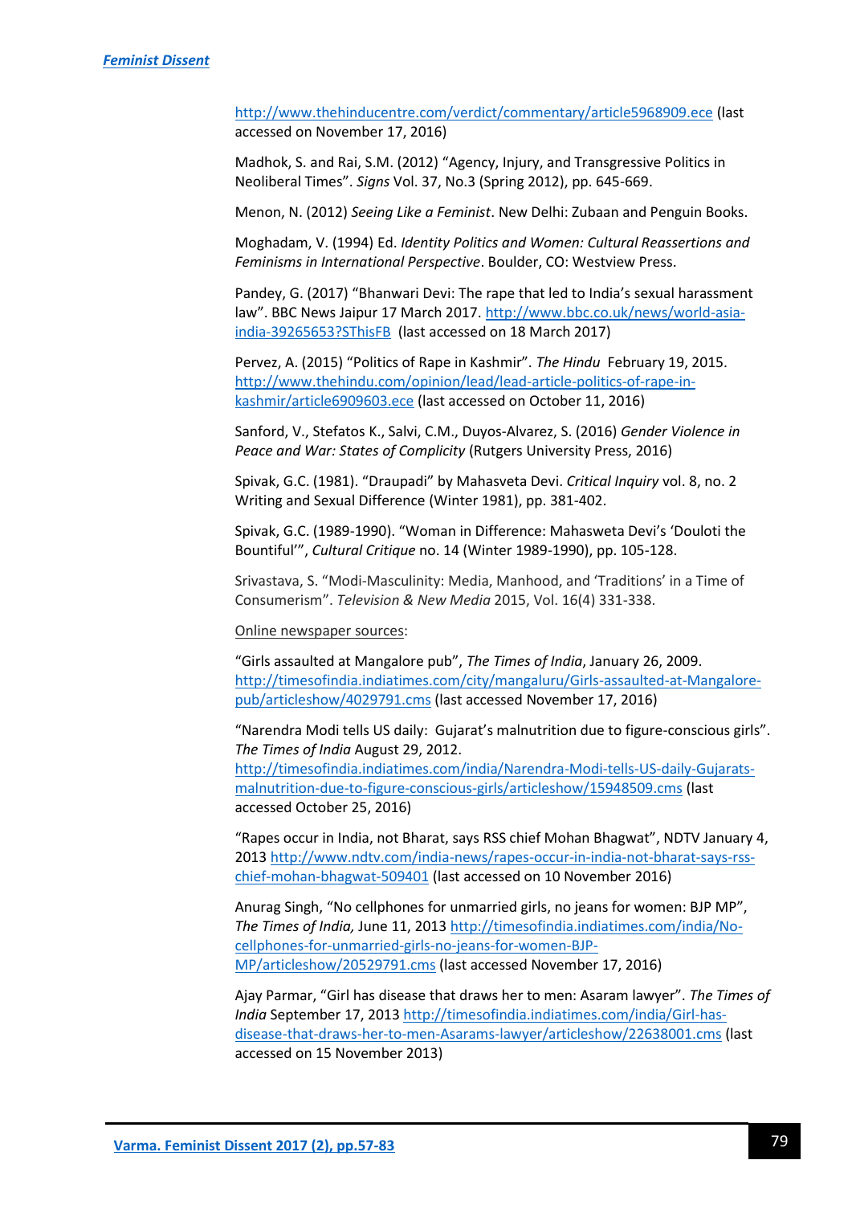http://www.thehinducentre.com/verdict/commentary/article5968909.ece (last accessed on November 17, 2016)

Madhok, S. and Rai, S.M. (2012) "Agency, Injury, and Transgressive Politics in Neoliberal Times". *Signs* Vol. 37, No.3 (Spring 2012), pp. 645-669.

Menon, N. (2012) *Seeing Like a Feminist*. New Delhi: Zubaan and Penguin Books.

Moghadam, V. (1994) Ed. *Identity Politics and Women: Cultural Reassertions and Feminisms in International Perspective*. Boulder, CO: Westview Press.

Pandey, G. (2017) "Bhanwari Devi: The rape that led to India's sexual harassment law". BBC News Jaipur 17 March 2017. http://www.bbc.co.uk/news/world-asia-india-39265653?SThisFB (last accessed on 18 March 2017)

Pervez, A. (2015) "Politics of Rape in Kashmir". *The Hindu* February 19, 2015. http://www.thehindu.com/opinion/lead/lead-article-politics-of-rape-in-kashmir/article6909603.ece (last accessed on October 11, 2016)

Sanford, V., Stefatos K., Salvi, C.M., Duyos-Alvarez, S. (2016) *Gender Violence in Peace and War: States of Complicity* (Rutgers University Press, 2016)

Spivak, G.C. (1981). "Draupadi" by Mahasveta Devi. *Critical Inquiry* vol. 8, no. 2 Writing and Sexual Difference (Winter 1981), pp. 381-402.

Spivak, G.C. (1989-1990). "Woman in Difference: Mahasweta Devi's 'Douloti the Bountiful'", *Cultural Critique* no. 14 (Winter 1989-1990), pp. 105-128.

Srivastava, S. "Modi-Masculinity: Media, Manhood, and 'Traditions' in a Time of Consumerism". *Television & New Media* 2015, Vol. 16(4) 331-338.

Online newspaper sources:

"Girls assaulted at Mangalore pub", *The Times of India*, January 26, 2009. http://timesofindia.indiatimes.com/city/mangaluru/Girls-assaulted-at-Mangalore-pub/articleshow/4029791.cms (last accessed November 17, 2016)

"Narendra Modi tells US daily: Gujarat's malnutrition due to figure-conscious girls". *The Times of India* August 29, 2012. http://timesofindia.indiatimes.com/india/Narendra-Modi-tells-US-daily-Gujarats-malnutrition-due-to-figure-conscious-girls/articleshow/15948509.cms (last accessed October 25, 2016)

"Rapes occur in India, not Bharat, says RSS chief Mohan Bhagwat", NDTV January 4, 2013 http://www.ndtv.com/india-news/rapes-occur-in-india-not-bharat-says-rss-chief-mohan-bhagwat-509401 (last accessed on 10 November 2016)

Anurag Singh, "No cellphones for unmarried girls, no jeans for women: BJP MP", *The Times of India,* June 11, 2013 http://timesofindia.indiatimes.com/india/No-cellphones-for-unmarried-girls-no-jeans-for-women-BJP-MP/articleshow/20529791.cms (last accessed November 17, 2016)

Ajay Parmar, "Girl has disease that draws her to men: Asaram lawyer". *The Times of India* September 17, 2013 http://timesofindia.indiatimes.com/india/Girl-has-disease-that-draws-her-to-men-Asarams-lawyer/articleshow/22638001.cms (last accessed on 15 November 2013)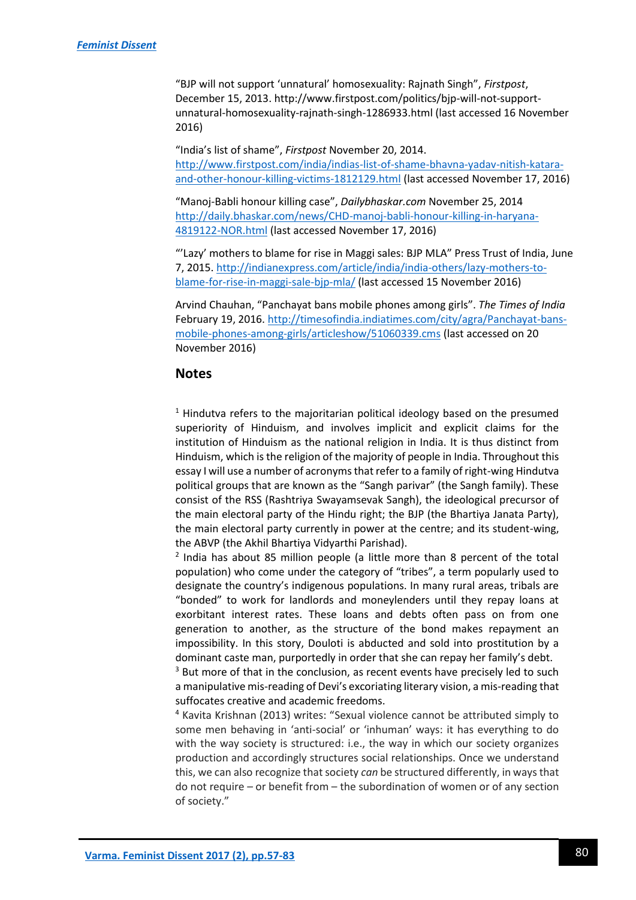“BJP will not support ‘unnatural’ homosexuality: Rajnath Singh”, *Firstpost*, December 15, 2013. http://www.firstpost.com/politics/bjp-will-not-support-unnatural-homosexuality-rajnath-singh-1286933.html (last accessed 16 November 2016)

“India’s list of shame”, *Firstpost* November 20, 2014. http://www.firstpost.com/india/indias-list-of-shame-bhavna-yadav-nitish-katara-and-other-honour-killing-victims-1812129.html (last accessed November 17, 2016)

“Manoj-Babli honour killing case”, *Dailybhaskar.com* November 25, 2014 http://daily.bhaskar.com/news/CHD-manoj-babli-honour-killing-in-haryana-4819122-NOR.html (last accessed November 17, 2016)

“‘Lazy’ mothers to blame for rise in Maggi sales: BJP MLA” Press Trust of India, June 7, 2015. http://indianexpress.com/article/india/india-others/lazy-mothers-to-blame-for-rise-in-maggi-sale-bjp-mla/ (last accessed 15 November 2016)

Arvind Chauhan, “Panchayat bans mobile phones among girls”. *The Times of India* February 19, 2016. http://timesofindia.indiatimes.com/city/agra/Panchayat-bans-mobile-phones-among-girls/articleshow/51060339.cms (last accessed on 20 November 2016)

## Notes

[1] Hindutva refers to the majoritarian political ideology based on the presumed superiority of Hinduism, and involves implicit and explicit claims for the institution of Hinduism as the national religion in India. It is thus distinct from Hinduism, which is the religion of the majority of people in India. Throughout this essay I will use a number of acronyms that refer to a family of right-wing Hindutva political groups that are known as the “Sangh parivar” (the Sangh family). These consist of the RSS (Rashtriya Swayamsevak Sangh), the ideological precursor of the main electoral party of the Hindu right; the BJP (the Bhartiya Janata Party), the main electoral party currently in power at the centre; and its student-wing, the ABVP (the Akhil Bhartiya Vidyarthi Parishad).

[2] India has about 85 million people (a little more than 8 percent of the total population) who come under the category of “tribes”, a term popularly used to designate the country’s indigenous populations. In many rural areas, tribals are “bonded” to work for landlords and moneylenders until they repay loans at exorbitant interest rates. These loans and debts often pass on from one generation to another, as the structure of the bond makes repayment an impossibility. In this story, Douloti is abducted and sold into prostitution by a dominant caste man, purportedly in order that she can repay her family’s debt.

[3] But more of that in the conclusion, as recent events have precisely led to such a manipulative mis-reading of Devi’s excoriating literary vision, a mis-reading that suffocates creative and academic freedoms.

[4] Kavita Krishnan (2013) writes: “Sexual violence cannot be attributed simply to some men behaving in ‘anti-social’ or ‘inhuman’ ways: it has everything to do with the way society is structured: i.e., the way in which our society organizes production and accordingly structures social relationships. Once we understand this, we can also recognize that society *can* be structured differently, in ways that do not require – or benefit from – the subordination of women or of any section of society.”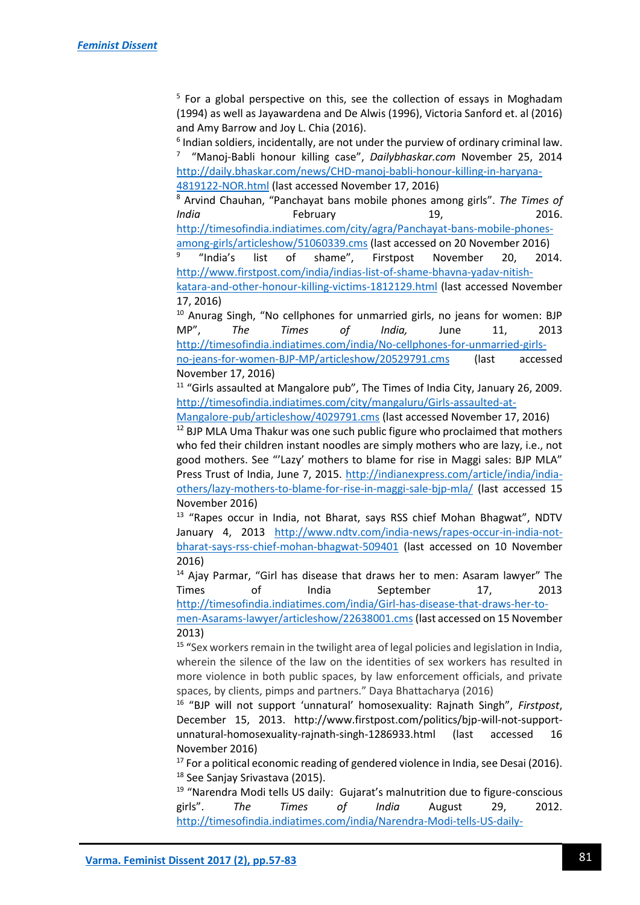[5] For a global perspective on this, see the collection of essays in Moghadam (1994) as well as Jayawardena and De Alwis (1996), Victoria Sanford et. al (2016) and Amy Barrow and Joy L. Chia (2016).

[6] Indian soldiers, incidentally, are not under the purview of ordinary criminal law.

[7] "Manoj-Babli honour killing case", *Dailybhaskar.com* November 25, 2014 http://daily.bhaskar.com/news/CHD-manoj-babli-honour-killing-in-haryana-4819122-NOR.html (last accessed November 17, 2016)

[8] Arvind Chauhan, "Panchayat bans mobile phones among girls". *The Times of India* February 19, 2016. http://timesofindia.indiatimes.com/city/agra/Panchayat-bans-mobile-phones-among-girls/articleshow/51060339.cms (last accessed on 20 November 2016)

[9] "India's list of shame", Firstpost November 20, 2014. http://www.firstpost.com/india/indias-list-of-shame-bhavna-yadav-nitish-katara-and-other-honour-killing-victims-1812129.html (last accessed November 17, 2016)

[10] Anurag Singh, "No cellphones for unmarried girls, no jeans for women: BJP MP", *The Times of India,* June 11, 2013 http://timesofindia.indiatimes.com/india/No-cellphones-for-unmarried-girls-no-jeans-for-women-BJP-MP/articleshow/20529791.cms (last accessed November 17, 2016)

[11] "Girls assaulted at Mangalore pub", The Times of India City, January 26, 2009. http://timesofindia.indiatimes.com/city/mangaluru/Girls-assaulted-at-Mangalore-pub/articleshow/4029791.cms (last accessed November 17, 2016)

[12] BJP MLA Uma Thakur was one such public figure who proclaimed that mothers who fed their children instant noodles are simply mothers who are lazy, i.e., not good mothers. See "'Lazy' mothers to blame for rise in Maggi sales: BJP MLA" Press Trust of India, June 7, 2015. http://indianexpress.com/article/india/india-others/lazy-mothers-to-blame-for-rise-in-maggi-sale-bjp-mla/ (last accessed 15 November 2016)

[13] "Rapes occur in India, not Bharat, says RSS chief Mohan Bhagwat", NDTV January 4, 2013 http://www.ndtv.com/india-news/rapes-occur-in-india-not-bharat-says-rss-chief-mohan-bhagwat-509401 (last accessed on 10 November 2016)

[14] Ajay Parmar, "Girl has disease that draws her to men: Asaram lawyer" The Times of India September 17, 2013 http://timesofindia.indiatimes.com/india/Girl-has-disease-that-draws-her-to-men-Asarams-lawyer/articleshow/22638001.cms (last accessed on 15 November 2013)

[15] "Sex workers remain in the twilight area of legal policies and legislation in India, wherein the silence of the law on the identities of sex workers has resulted in more violence in both public spaces, by law enforcement officials, and private spaces, by clients, pimps and partners." Daya Bhattacharya (2016)

[16] "BJP will not support 'unnatural' homosexuality: Rajnath Singh", *Firstpost*, December 15, 2013. http://www.firstpost.com/politics/bjp-will-not-support-unnatural-homosexuality-rajnath-singh-1286933.html (last accessed 16 November 2016)

[17] For a political economic reading of gendered violence in India, see Desai (2016).

[18] See Sanjay Srivastava (2015).

[19] "Narendra Modi tells US daily: Gujarat's malnutrition due to figure-conscious girls". *The Times of India* August 29, 2012. http://timesofindia.indiatimes.com/india/Narendra-Modi-tells-US-daily-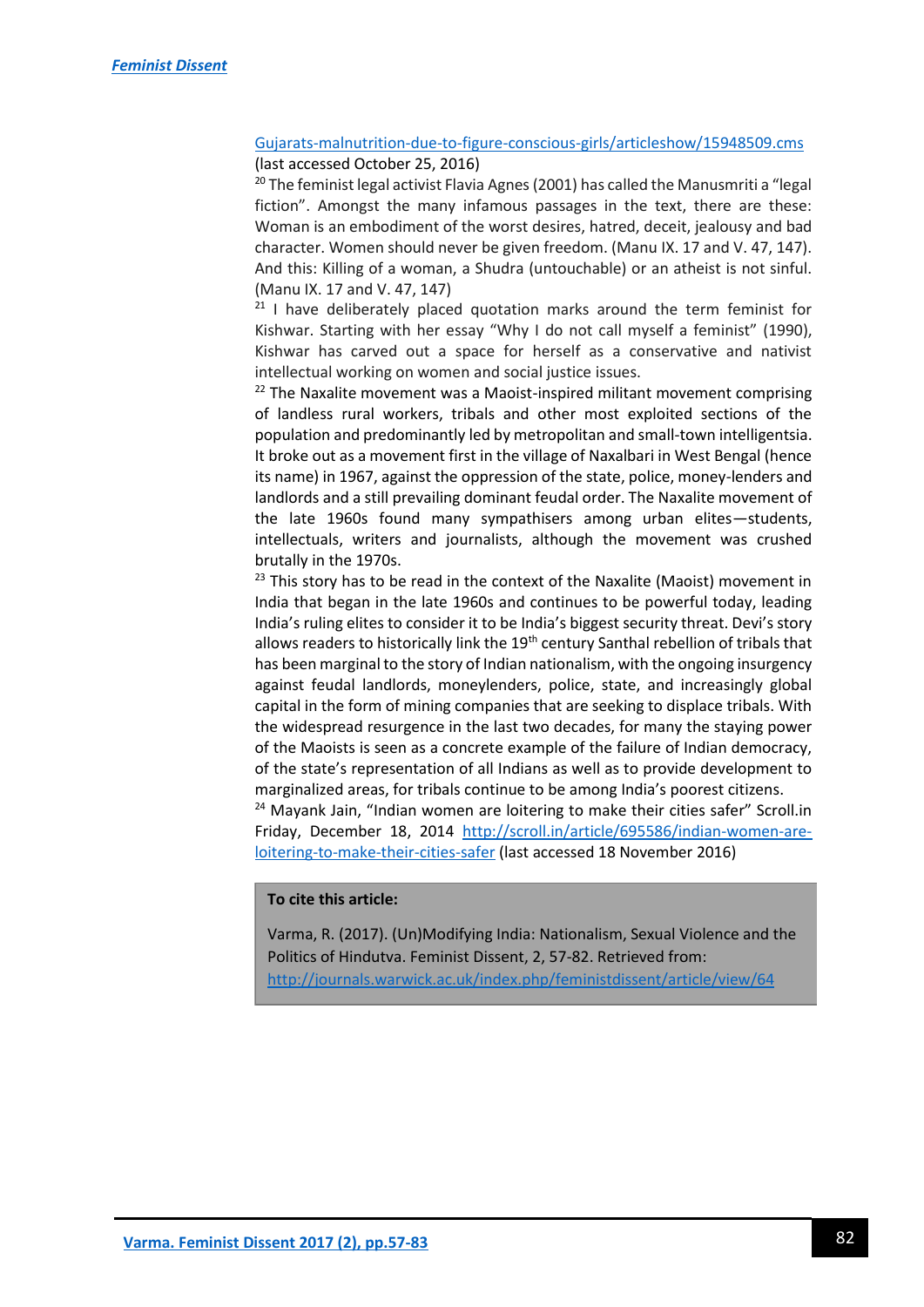Gujarats-malnutrition-due-to-figure-conscious-girls/articleshow/15948509.cms (last accessed October 25, 2016)

[20] The feminist legal activist Flavia Agnes (2001) has called the Manusmriti a "legal fiction". Amongst the many infamous passages in the text, there are these: Woman is an embodiment of the worst desires, hatred, deceit, jealousy and bad character. Women should never be given freedom. (Manu IX. 17 and V. 47, 147). And this: Killing of a woman, a Shudra (untouchable) or an atheist is not sinful. (Manu IX. 17 and V. 47, 147)

[21] I have deliberately placed quotation marks around the term feminist for Kishwar. Starting with her essay "Why I do not call myself a feminist" (1990), Kishwar has carved out a space for herself as a conservative and nativist intellectual working on women and social justice issues.

[22] The Naxalite movement was a Maoist-inspired militant movement comprising of landless rural workers, tribals and other most exploited sections of the population and predominantly led by metropolitan and small-town intelligentsia. It broke out as a movement first in the village of Naxalbari in West Bengal (hence its name) in 1967, against the oppression of the state, police, money-lenders and landlords and a still prevailing dominant feudal order. The Naxalite movement of the late 1960s found many sympathisers among urban elites—students, intellectuals, writers and journalists, although the movement was crushed brutally in the 1970s.

[23] This story has to be read in the context of the Naxalite (Maoist) movement in India that began in the late 1960s and continues to be powerful today, leading India's ruling elites to consider it to be India's biggest security threat. Devi's story allows readers to historically link the 19th century Santhal rebellion of tribals that has been marginal to the story of Indian nationalism, with the ongoing insurgency against feudal landlords, moneylenders, police, state, and increasingly global capital in the form of mining companies that are seeking to displace tribals. With the widespread resurgence in the last two decades, for many the staying power of the Maoists is seen as a concrete example of the failure of Indian democracy, of the state's representation of all Indians as well as to provide development to marginalized areas, for tribals continue to be among India's poorest citizens.

[24] Mayank Jain, "Indian women are loitering to make their cities safer" Scroll.in Friday, December 18, 2014 http://scroll.in/article/695586/indian-women-are-loitering-to-make-their-cities-safer (last accessed 18 November 2016)

**To cite this article:**

Varma, R. (2017). (Un)Modifying India: Nationalism, Sexual Violence and the Politics of Hindutva. Feminist Dissent, 2, 57-82. Retrieved from: http://journals.warwick.ac.uk/index.php/feministdissent/article/view/64